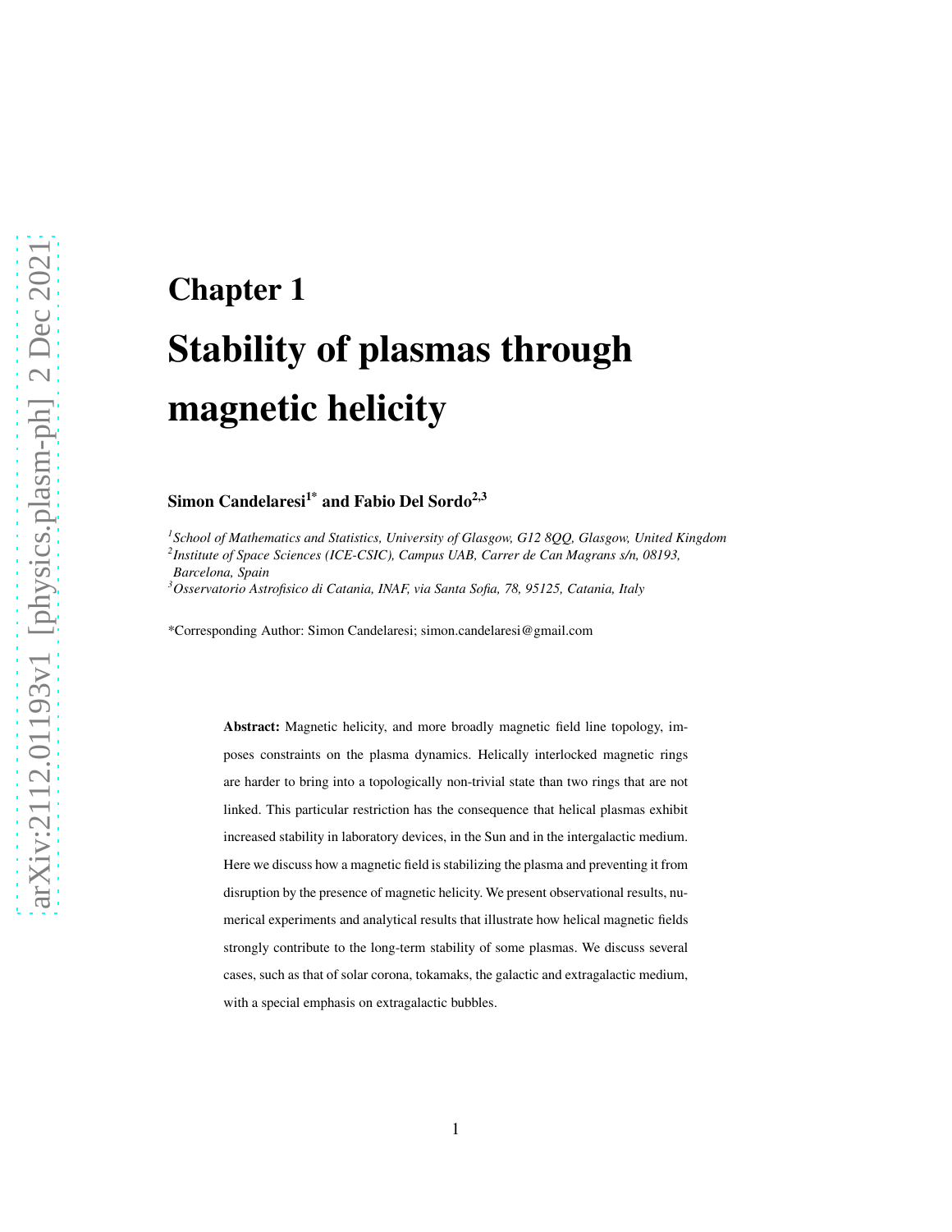# Chapter 1

# Stability of plasmas through magnetic helicity

**Simon Candelaresi[1*] and Fabio Del Sordo[2,3]**

*[1]School of Mathematics and Statistics, University of Glasgow, G12 8QQ, Glasgow, United Kingdom*
*[2]Institute of Space Sciences (ICE-CSIC), Campus UAB, Carrer de Can Magrans s/n, 08193, Barcelona, Spain*
*[3]Osservatorio Astrofisico di Catania, INAF, via Santa Sofia, 78, 95125, Catania, Italy*

*Corresponding Author: Simon Candelaresi; simon.candelaresi@gmail.com

**Abstract:** Magnetic helicity, and more broadly magnetic field line topology, imposes constraints on the plasma dynamics. Helically interlocked magnetic rings are harder to bring into a topologically non-trivial state than two rings that are not linked. This particular restriction has the consequence that helical plasmas exhibit increased stability in laboratory devices, in the Sun and in the intergalactic medium. Here we discuss how a magnetic field is stabilizing the plasma and preventing it from disruption by the presence of magnetic helicity. We present observational results, numerical experiments and analytical results that illustrate how helical magnetic fields strongly contribute to the long-term stability of some plasmas. We discuss several cases, such as that of solar corona, tokamaks, the galactic and extragalactic medium, with a special emphasis on extragalactic bubbles.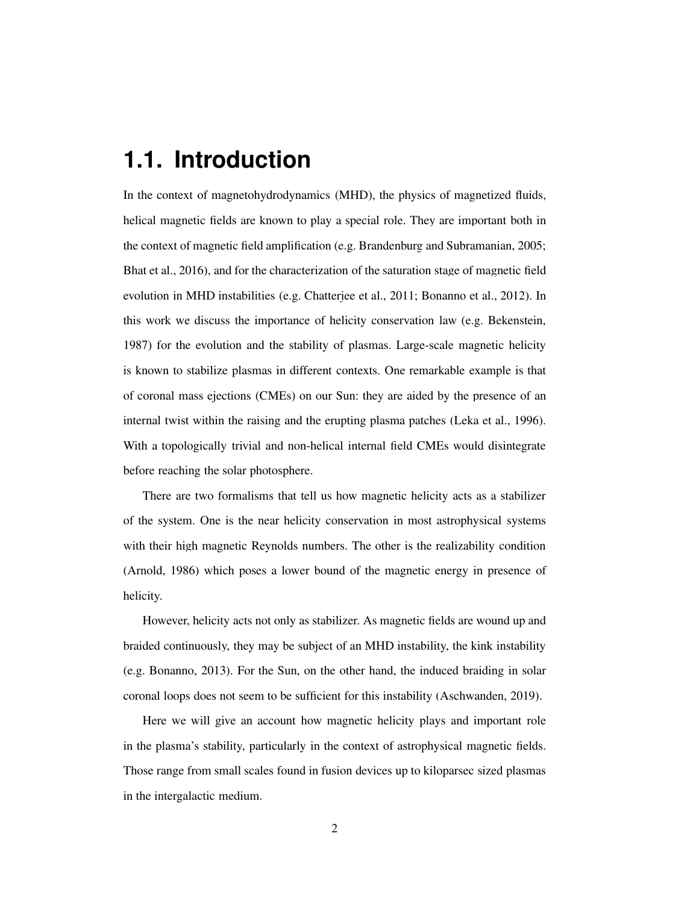## 1.1. Introduction

In the context of magnetohydrodynamics (MHD), the physics of magnetized fluids, helical magnetic fields are known to play a special role. They are important both in the context of magnetic field amplification (e.g. Brandenburg and Subramanian, 2005; Bhat et al., 2016), and for the characterization of the saturation stage of magnetic field evolution in MHD instabilities (e.g. Chatterjee et al., 2011; Bonanno et al., 2012). In this work we discuss the importance of helicity conservation law (e.g. Bekenstein, 1987) for the evolution and the stability of plasmas. Large-scale magnetic helicity is known to stabilize plasmas in different contexts. One remarkable example is that of coronal mass ejections (CMEs) on our Sun: they are aided by the presence of an internal twist within the raising and the erupting plasma patches (Leka et al., 1996). With a topologically trivial and non-helical internal field CMEs would disintegrate before reaching the solar photosphere.

There are two formalisms that tell us how magnetic helicity acts as a stabilizer of the system. One is the near helicity conservation in most astrophysical systems with their high magnetic Reynolds numbers. The other is the realizability condition (Arnold, 1986) which poses a lower bound of the magnetic energy in presence of helicity.

However, helicity acts not only as stabilizer. As magnetic fields are wound up and braided continuously, they may be subject of an MHD instability, the kink instability (e.g. Bonanno, 2013). For the Sun, on the other hand, the induced braiding in solar coronal loops does not seem to be sufficient for this instability (Aschwanden, 2019).

Here we will give an account how magnetic helicity plays and important role in the plasma's stability, particularly in the context of astrophysical magnetic fields. Those range from small scales found in fusion devices up to kiloparsec sized plasmas in the intergalactic medium.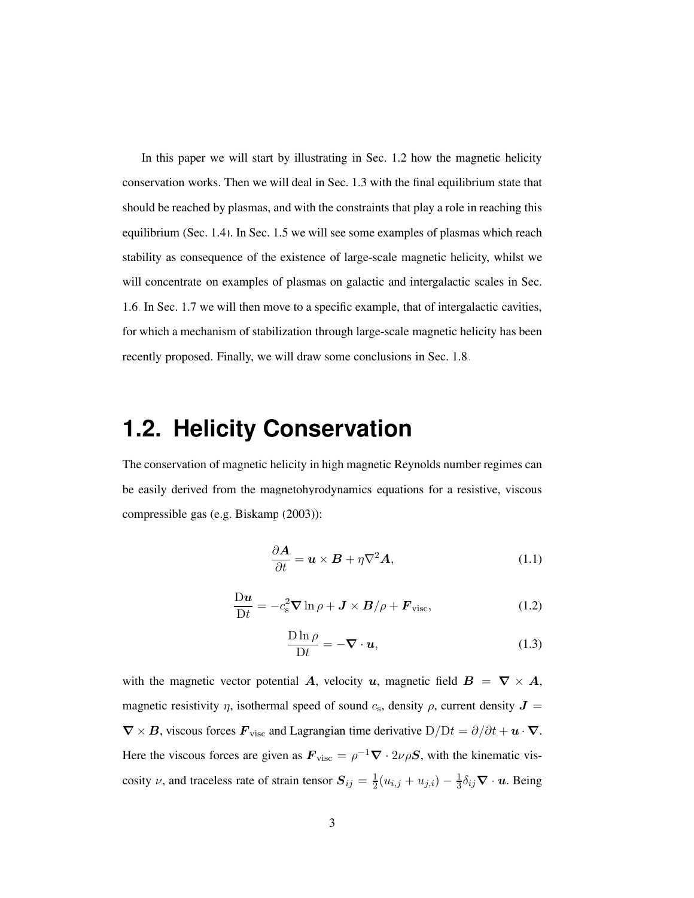In this paper we will start by illustrating in Sec. 1.2 how the magnetic helicity conservation works. Then we will deal in Sec. 1.3 with the final equilibrium state that should be reached by plasmas, and with the constraints that play a role in reaching this equilibrium (Sec. 1.4). In Sec. 1.5 we will see some examples of plasmas which reach stability as consequence of the existence of large-scale magnetic helicity, whilst we will concentrate on examples of plasmas on galactic and intergalactic scales in Sec. 1.6. In Sec. 1.7 we will then move to a specific example, that of intergalactic cavities, for which a mechanism of stabilization through large-scale magnetic helicity has been recently proposed. Finally, we will draw some conclusions in Sec. 1.8.

## 1.2. Helicity Conservation

The conservation of magnetic helicity in high magnetic Reynolds number regimes can be easily derived from the magnetohyrodynamics equations for a resistive, viscous compressible gas (e.g. Biskamp (2003)):

$$\frac{\partial \boldsymbol{A}}{\partial t} = \boldsymbol{u} \times \boldsymbol{B} + \eta \nabla^2 \boldsymbol{A}, \tag{1.1}$$

$$\frac{\mathrm{D}\boldsymbol{u}}{\mathrm{D}t} = -c_{\mathrm{s}}^2 \boldsymbol{\nabla} \ln \rho + \boldsymbol{J} \times \boldsymbol{B}/\rho + \boldsymbol{F}_{\mathrm{visc}}, \tag{1.2}$$

$$\frac{\mathrm{D} \ln \rho}{\mathrm{D}t} = -\boldsymbol{\nabla} \cdot \boldsymbol{u}, \tag{1.3}$$

with the magnetic vector potential $\boldsymbol{A}$, velocity $\boldsymbol{u}$, magnetic field $\boldsymbol{B} = \boldsymbol{\nabla} \times \boldsymbol{A}$, magnetic resistivity $\eta$, isothermal speed of sound $c_{\mathrm{s}}$, density $\rho$, current density $\boldsymbol{J} = \boldsymbol{\nabla} \times \boldsymbol{B}$, viscous forces $\boldsymbol{F}_{\mathrm{visc}}$ and Lagrangian time derivative $\mathrm{D}/\mathrm{D}t = \partial/\partial t + \boldsymbol{u} \cdot \boldsymbol{\nabla}$. Here the viscous forces are given as $\boldsymbol{F}_{\mathrm{visc}} = \rho^{-1} \boldsymbol{\nabla} \cdot 2\nu\rho \boldsymbol{S}$, with the kinematic viscosity $\nu$, and traceless rate of strain tensor $\boldsymbol{S}_{ij} = \frac{1}{2}(u_{i,j} + u_{j,i}) - \frac{1}{3}\delta_{ij} \boldsymbol{\nabla} \cdot \boldsymbol{u}$. Being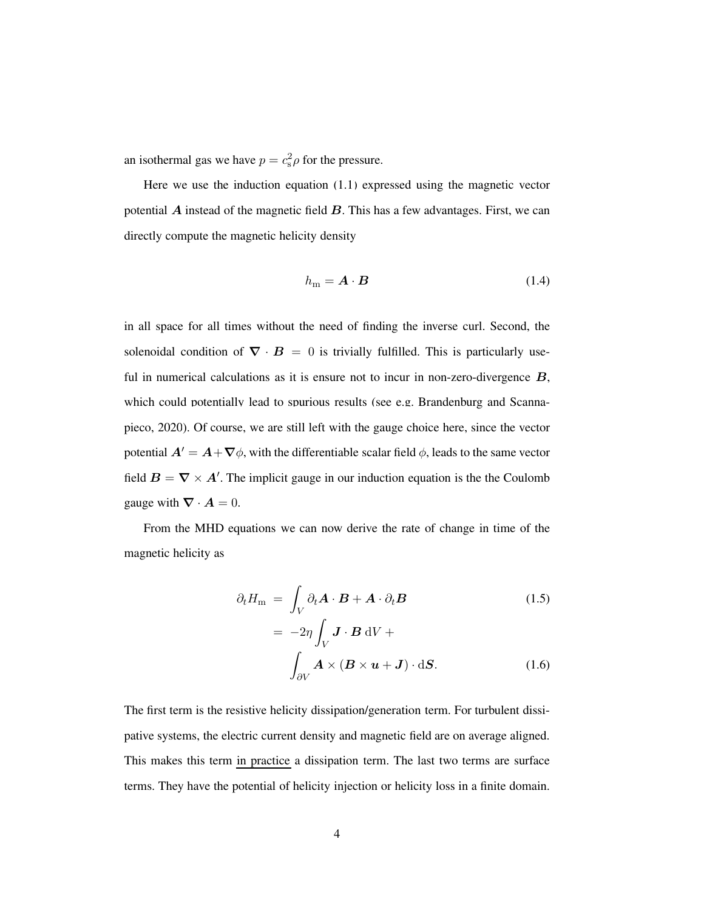an isothermal gas we have $p = c_{\rm s}^2 \rho$ for the pressure.

Here we use the induction equation (1.1) expressed using the magnetic vector potential $\boldsymbol{A}$ instead of the magnetic field $\boldsymbol{B}$. This has a few advantages. First, we can directly compute the magnetic helicity density

$$h_{\rm m} = \boldsymbol{A} \cdot \boldsymbol{B} \tag{1.4}$$

in all space for all times without the need of finding the inverse curl. Second, the solenoidal condition of $\boldsymbol{\nabla} \cdot \boldsymbol{B} = 0$ is trivially fulfilled. This is particularly useful in numerical calculations as it is ensure not to incur in non-zero-divergence $\boldsymbol{B}$, which could potentially lead to spurious results (see e.g. Brandenburg and Scannapieco, 2020). Of course, we are still left with the gauge choice here, since the vector potential $\boldsymbol{A}' = \boldsymbol{A} + \boldsymbol{\nabla}\phi$, with the differentiable scalar field $\phi$, leads to the same vector field $\boldsymbol{B} = \boldsymbol{\nabla} \times \boldsymbol{A}'$. The implicit gauge in our induction equation is the the Coulomb gauge with $\boldsymbol{\nabla} \cdot \boldsymbol{A} = 0$.

From the MHD equations we can now derive the rate of change in time of the magnetic helicity as

$$\partial_t H_{\rm m} = \int_V \partial_t \boldsymbol{A} \cdot \boldsymbol{B} + \boldsymbol{A} \cdot \partial_t \boldsymbol{B} \tag{1.5}$$

$$= -2\eta \int_V \boldsymbol{J} \cdot \boldsymbol{B} \, {\rm d}V + \int_{\partial V} \boldsymbol{A} \times (\boldsymbol{B} \times \boldsymbol{u} + \boldsymbol{J}) \cdot {\rm d}\boldsymbol{S}. \tag{1.6}$$

The first term is the resistive helicity dissipation/generation term. For turbulent dissipative systems, the electric current density and magnetic field are on average aligned. This makes this term <u>in practice</u> a dissipation term. The last two terms are surface terms. They have the potential of helicity injection or helicity loss in a finite domain.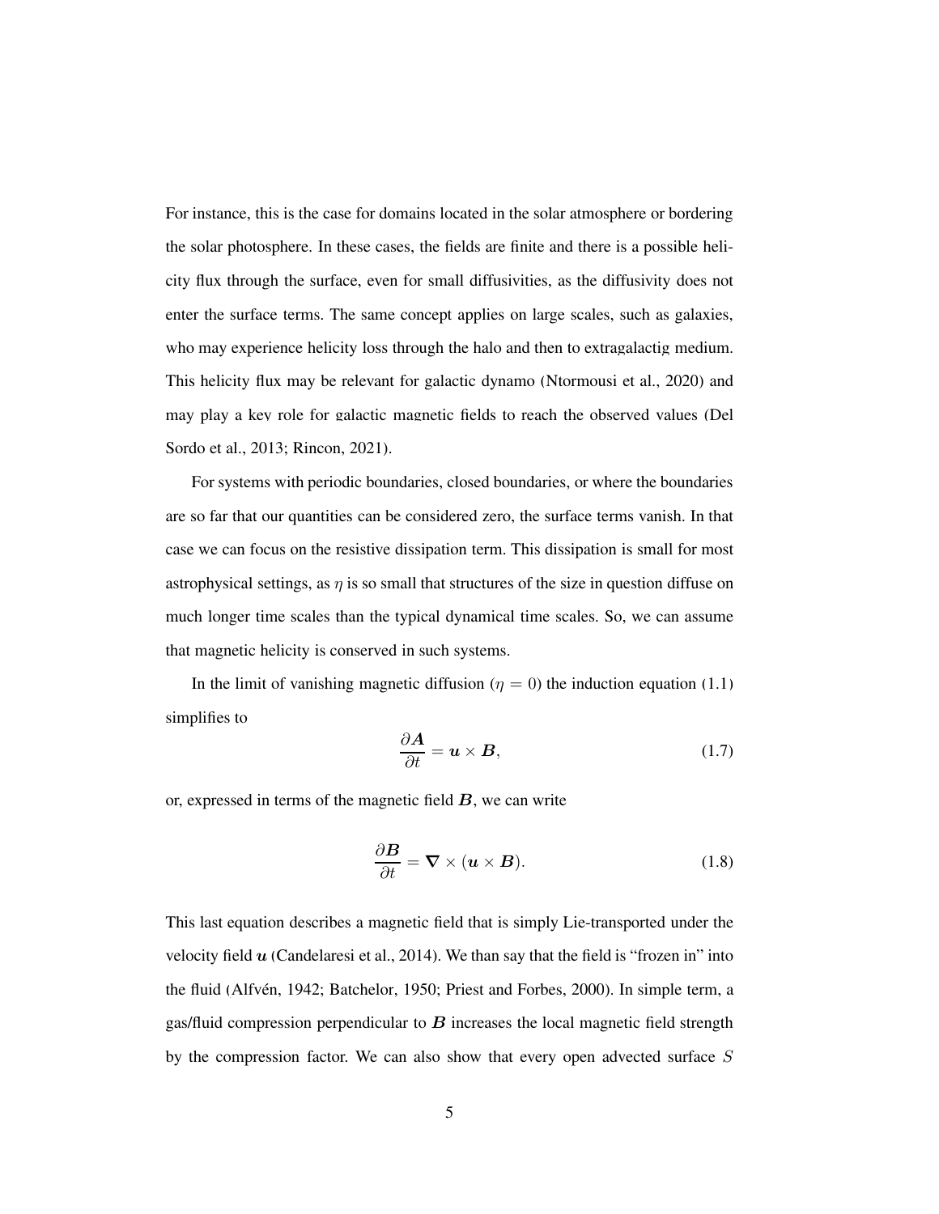For instance, this is the case for domains located in the solar atmosphere or bordering the solar photosphere. In these cases, the fields are finite and there is a possible helicity flux through the surface, even for small diffusivities, as the diffusivity does not enter the surface terms. The same concept applies on large scales, such as galaxies, who may experience helicity loss through the halo and then to extragalactig medium. This helicity flux may be relevant for galactic dynamo (Ntormousi et al., 2020) and may play a key role for galactic magnetic fields to reach the observed values (Del Sordo et al., 2013; Rincon, 2021).

For systems with periodic boundaries, closed boundaries, or where the boundaries are so far that our quantities can be considered zero, the surface terms vanish. In that case we can focus on the resistive dissipation term. This dissipation is small for most astrophysical settings, as $\eta$ is so small that structures of the size in question diffuse on much longer time scales than the typical dynamical time scales. So, we can assume that magnetic helicity is conserved in such systems.

In the limit of vanishing magnetic diffusion ($\eta = 0$) the induction equation (1.1) simplifies to

$$\frac{\partial \boldsymbol{A}}{\partial t} = \boldsymbol{u} \times \boldsymbol{B}, \tag{1.7}$$

or, expressed in terms of the magnetic field $\boldsymbol{B}$, we can write

$$\frac{\partial \boldsymbol{B}}{\partial t} = \boldsymbol{\nabla} \times (\boldsymbol{u} \times \boldsymbol{B}). \tag{1.8}$$

This last equation describes a magnetic field that is simply Lie-transported under the velocity field $\boldsymbol{u}$ (Candelaresi et al., 2014). We than say that the field is "frozen in" into the fluid (Alfvén, 1942; Batchelor, 1950; Priest and Forbes, 2000). In simple term, a gas/fluid compression perpendicular to $\boldsymbol{B}$ increases the local magnetic field strength by the compression factor. We can also show that every open advected surface $S$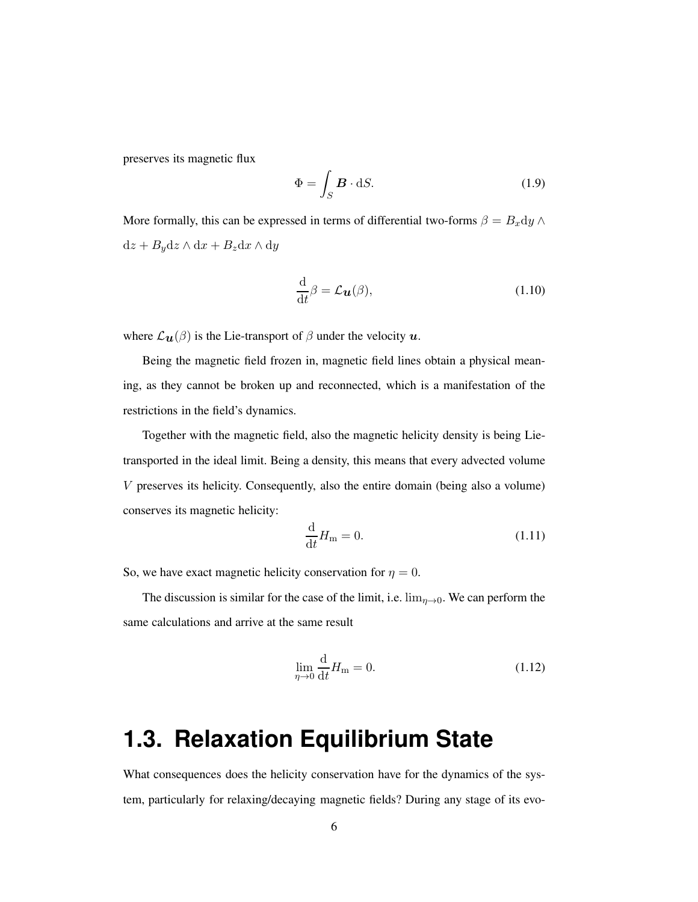preserves its magnetic flux

$$\Phi = \int_S \boldsymbol{B} \cdot \mathrm{d}S. \tag{1.9}$$

More formally, this can be expressed in terms of differential two-forms $\beta = B_x \mathrm{d}y \wedge \mathrm{d}z + B_y \mathrm{d}z \wedge \mathrm{d}x + B_z \mathrm{d}x \wedge \mathrm{d}y$

$$\frac{\mathrm{d}}{\mathrm{d}t}\beta = \mathcal{L}_{\boldsymbol{u}}(\beta), \tag{1.10}$$

where $\mathcal{L}_{\boldsymbol{u}}(\beta)$ is the Lie-transport of $\beta$ under the velocity $\boldsymbol{u}$.

Being the magnetic field frozen in, magnetic field lines obtain a physical meaning, as they cannot be broken up and reconnected, which is a manifestation of the restrictions in the field's dynamics.

Together with the magnetic field, also the magnetic helicity density is being Lie-transported in the ideal limit. Being a density, this means that every advected volume $V$ preserves its helicity. Consequently, also the entire domain (being also a volume) conserves its magnetic helicity:

$$\frac{\mathrm{d}}{\mathrm{d}t} H_{\mathrm{m}} = 0. \tag{1.11}$$

So, we have exact magnetic helicity conservation for $\eta = 0$.

The discussion is similar for the case of the limit, i.e. $\lim_{\eta \to 0}$. We can perform the same calculations and arrive at the same result

$$\lim_{\eta \to 0} \frac{\mathrm{d}}{\mathrm{d}t} H_{\mathrm{m}} = 0. \tag{1.12}$$

## 1.3. Relaxation Equilibrium State

What consequences does the helicity conservation have for the dynamics of the system, particularly for relaxing/decaying magnetic fields? During any stage of its evo-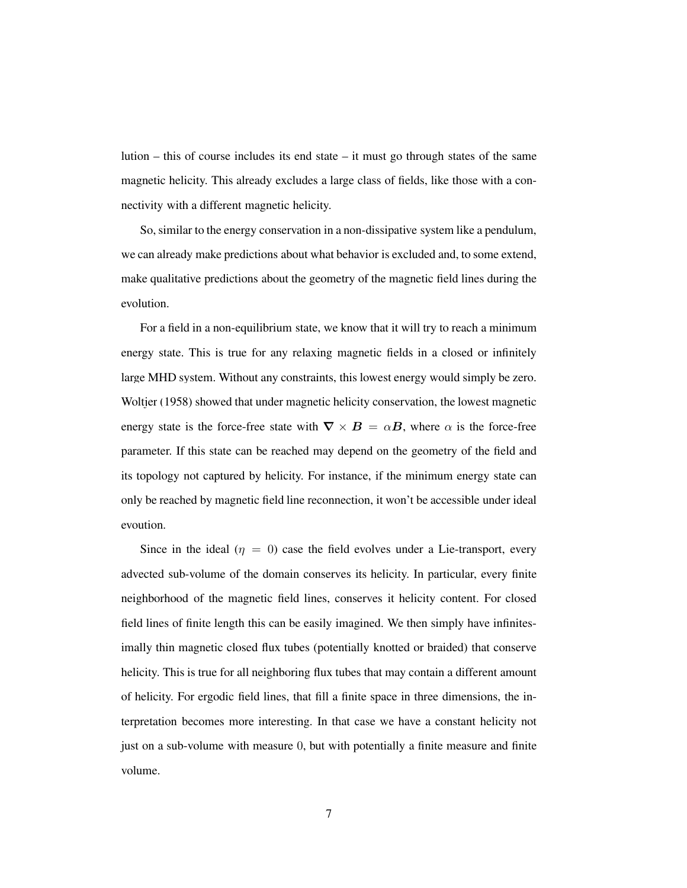lution – this of course includes its end state – it must go through states of the same magnetic helicity. This already excludes a large class of fields, like those with a connectivity with a different magnetic helicity.

So, similar to the energy conservation in a non-dissipative system like a pendulum, we can already make predictions about what behavior is excluded and, to some extend, make qualitative predictions about the geometry of the magnetic field lines during the evolution.

For a field in a non-equilibrium state, we know that it will try to reach a minimum energy state. This is true for any relaxing magnetic fields in a closed or infinitely large MHD system. Without any constraints, this lowest energy would simply be zero. Woltjer (1958) showed that under magnetic helicity conservation, the lowest magnetic energy state is the force-free state with $\boldsymbol{\nabla} \times \boldsymbol{B} = \alpha \boldsymbol{B}$, where $\alpha$ is the force-free parameter. If this state can be reached may depend on the geometry of the field and its topology not captured by helicity. For instance, if the minimum energy state can only be reached by magnetic field line reconnection, it won't be accessible under ideal evoution.

Since in the ideal ($\eta = 0$) case the field evolves under a Lie-transport, every advected sub-volume of the domain conserves its helicity. In particular, every finite neighborhood of the magnetic field lines, conserves it helicity content. For closed field lines of finite length this can be easily imagined. We then simply have infinitesimally thin magnetic closed flux tubes (potentially knotted or braided) that conserve helicity. This is true for all neighboring flux tubes that may contain a different amount of helicity. For ergodic field lines, that fill a finite space in three dimensions, the interpretation becomes more interesting. In that case we have a constant helicity not just on a sub-volume with measure 0, but with potentially a finite measure and finite volume.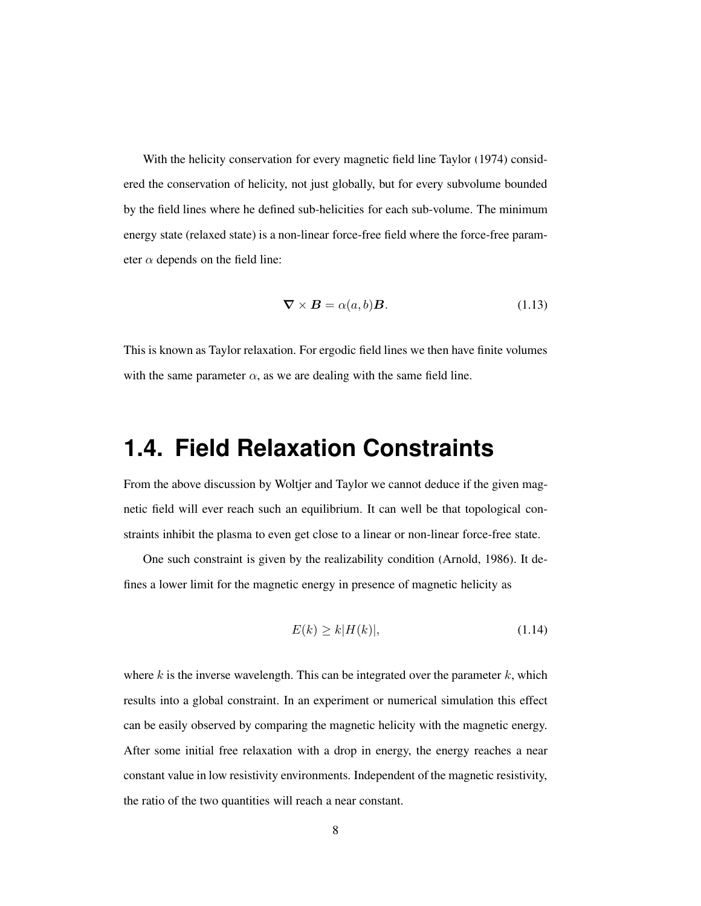With the helicity conservation for every magnetic field line Taylor (1974) considered the conservation of helicity, not just globally, but for every subvolume bounded by the field lines where he defined sub-helicities for each sub-volume. The minimum energy state (relaxed state) is a non-linear force-free field where the force-free parameter $\alpha$ depends on the field line:

$$\boldsymbol{\nabla} \times \boldsymbol{B} = \alpha(a, b)\boldsymbol{B}. \tag{1.13}$$

This is known as Taylor relaxation. For ergodic field lines we then have finite volumes with the same parameter $\alpha$, as we are dealing with the same field line.

## 1.4. Field Relaxation Constraints

From the above discussion by Woltjer and Taylor we cannot deduce if the given magnetic field will ever reach such an equilibrium. It can well be that topological constraints inhibit the plasma to even get close to a linear or non-linear force-free state.

One such constraint is given by the realizability condition (Arnold, 1986). It defines a lower limit for the magnetic energy in presence of magnetic helicity as

$$E(k) \geq k|H(k)|, \tag{1.14}$$

where $k$ is the inverse wavelength. This can be integrated over the parameter $k$, which results into a global constraint. In an experiment or numerical simulation this effect can be easily observed by comparing the magnetic helicity with the magnetic energy. After some initial free relaxation with a drop in energy, the energy reaches a near constant value in low resistivity environments. Independent of the magnetic resistivity, the ratio of the two quantities will reach a near constant.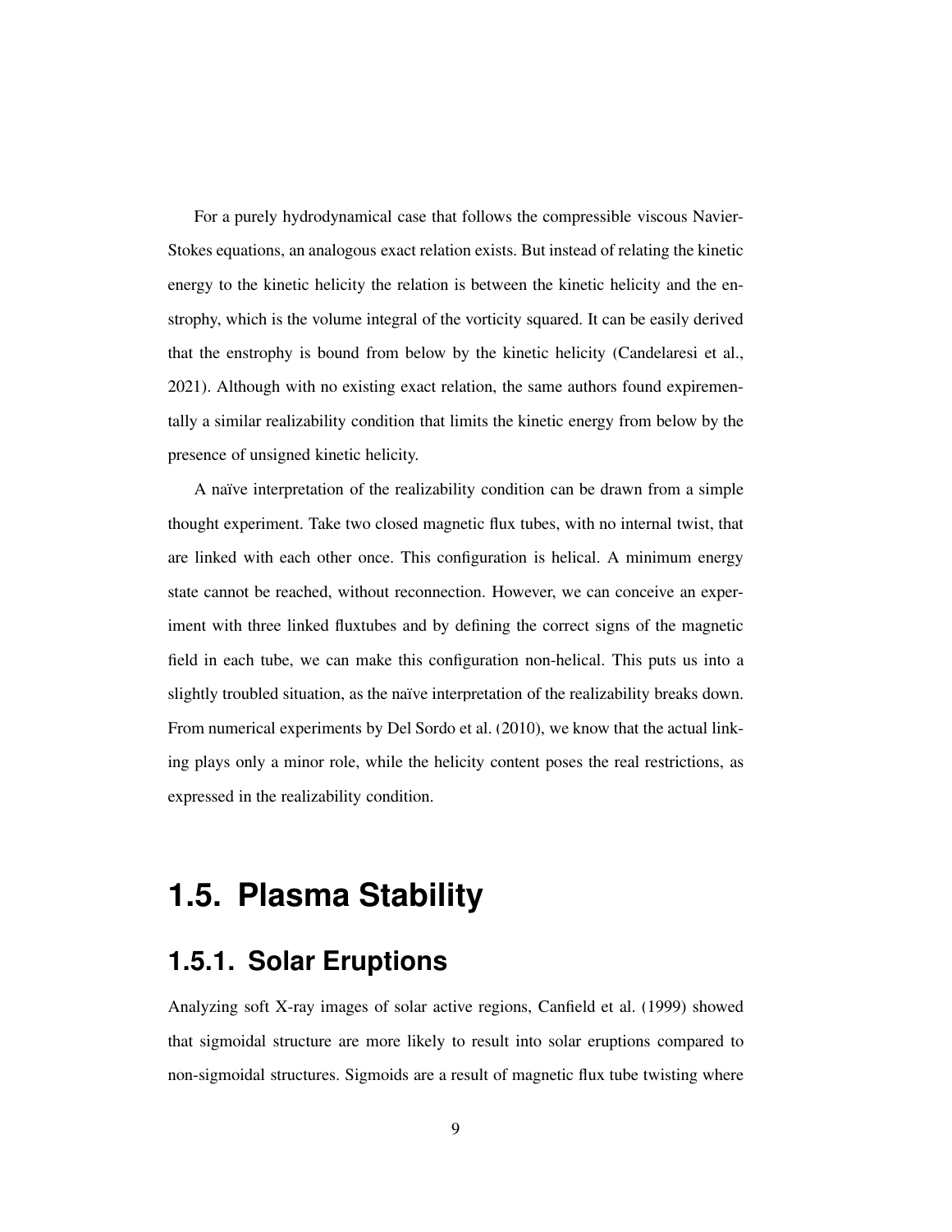For a purely hydrodynamical case that follows the compressible viscous Navier-Stokes equations, an analogous exact relation exists. But instead of relating the kinetic energy to the kinetic helicity the relation is between the kinetic helicity and the enstrophy, which is the volume integral of the vorticity squared. It can be easily derived that the enstrophy is bound from below by the kinetic helicity (Candelaresi et al., 2021). Although with no existing exact relation, the same authors found expirementally a similar realizability condition that limits the kinetic energy from below by the presence of unsigned kinetic helicity.

A naïve interpretation of the realizability condition can be drawn from a simple thought experiment. Take two closed magnetic flux tubes, with no internal twist, that are linked with each other once. This configuration is helical. A minimum energy state cannot be reached, without reconnection. However, we can conceive an experiment with three linked fluxtubes and by defining the correct signs of the magnetic field in each tube, we can make this configuration non-helical. This puts us into a slightly troubled situation, as the naïve interpretation of the realizability breaks down. From numerical experiments by Del Sordo et al. (2010), we know that the actual linking plays only a minor role, while the helicity content poses the real restrictions, as expressed in the realizability condition.

## 1.5. Plasma Stability

### 1.5.1. Solar Eruptions

Analyzing soft X-ray images of solar active regions, Canfield et al. (1999) showed that sigmoidal structure are more likely to result into solar eruptions compared to non-sigmoidal structures. Sigmoids are a result of magnetic flux tube twisting where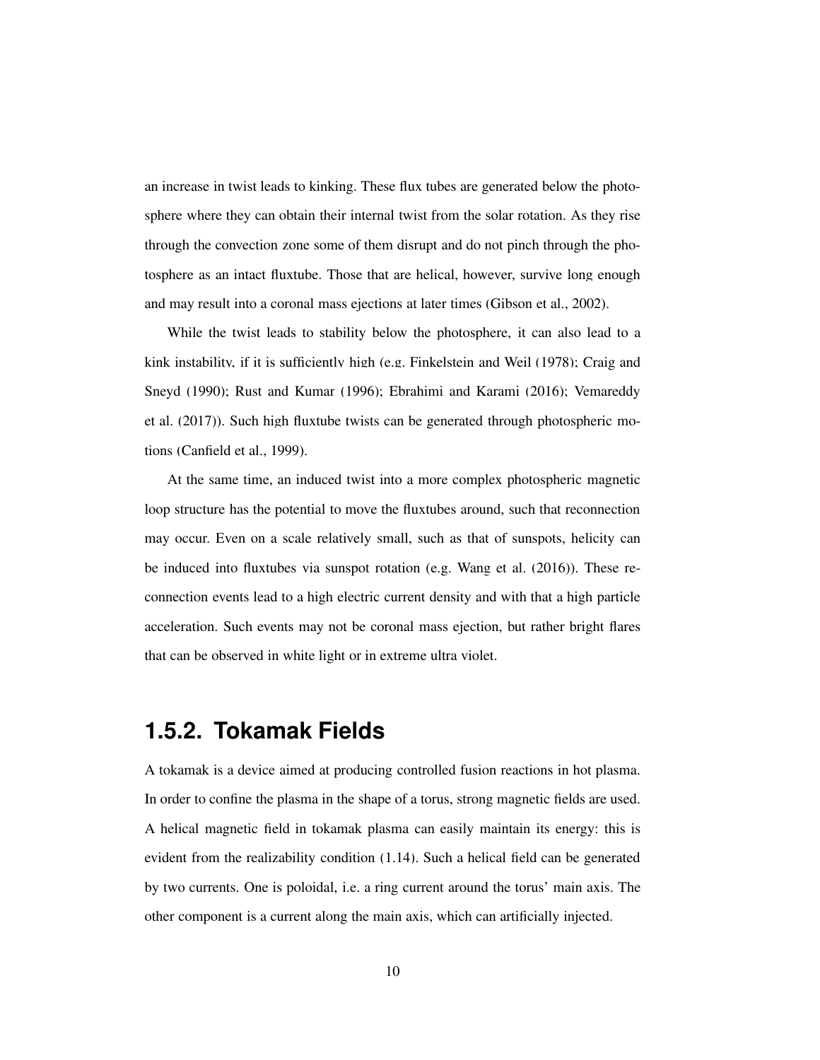an increase in twist leads to kinking. These flux tubes are generated below the photosphere where they can obtain their internal twist from the solar rotation. As they rise through the convection zone some of them disrupt and do not pinch through the photosphere as an intact fluxtube. Those that are helical, however, survive long enough and may result into a coronal mass ejections at later times (Gibson et al., 2002).

While the twist leads to stability below the photosphere, it can also lead to a kink instability, if it is sufficiently high (e.g. Finkelstein and Weil (1978); Craig and Sneyd (1990); Rust and Kumar (1996); Ebrahimi and Karami (2016); Vemareddy et al. (2017)). Such high fluxtube twists can be generated through photospheric motions (Canfield et al., 1999).

At the same time, an induced twist into a more complex photospheric magnetic loop structure has the potential to move the fluxtubes around, such that reconnection may occur. Even on a scale relatively small, such as that of sunspots, helicity can be induced into fluxtubes via sunspot rotation (e.g. Wang et al. (2016)). These reconnection events lead to a high electric current density and with that a high particle acceleration. Such events may not be coronal mass ejection, but rather bright flares that can be observed in white light or in extreme ultra violet.

## 1.5.2. Tokamak Fields

A tokamak is a device aimed at producing controlled fusion reactions in hot plasma. In order to confine the plasma in the shape of a torus, strong magnetic fields are used. A helical magnetic field in tokamak plasma can easily maintain its energy: this is evident from the realizability condition (1.14). Such a helical field can be generated by two currents. One is poloidal, i.e. a ring current around the torus' main axis. The other component is a current along the main axis, which can artificially injected.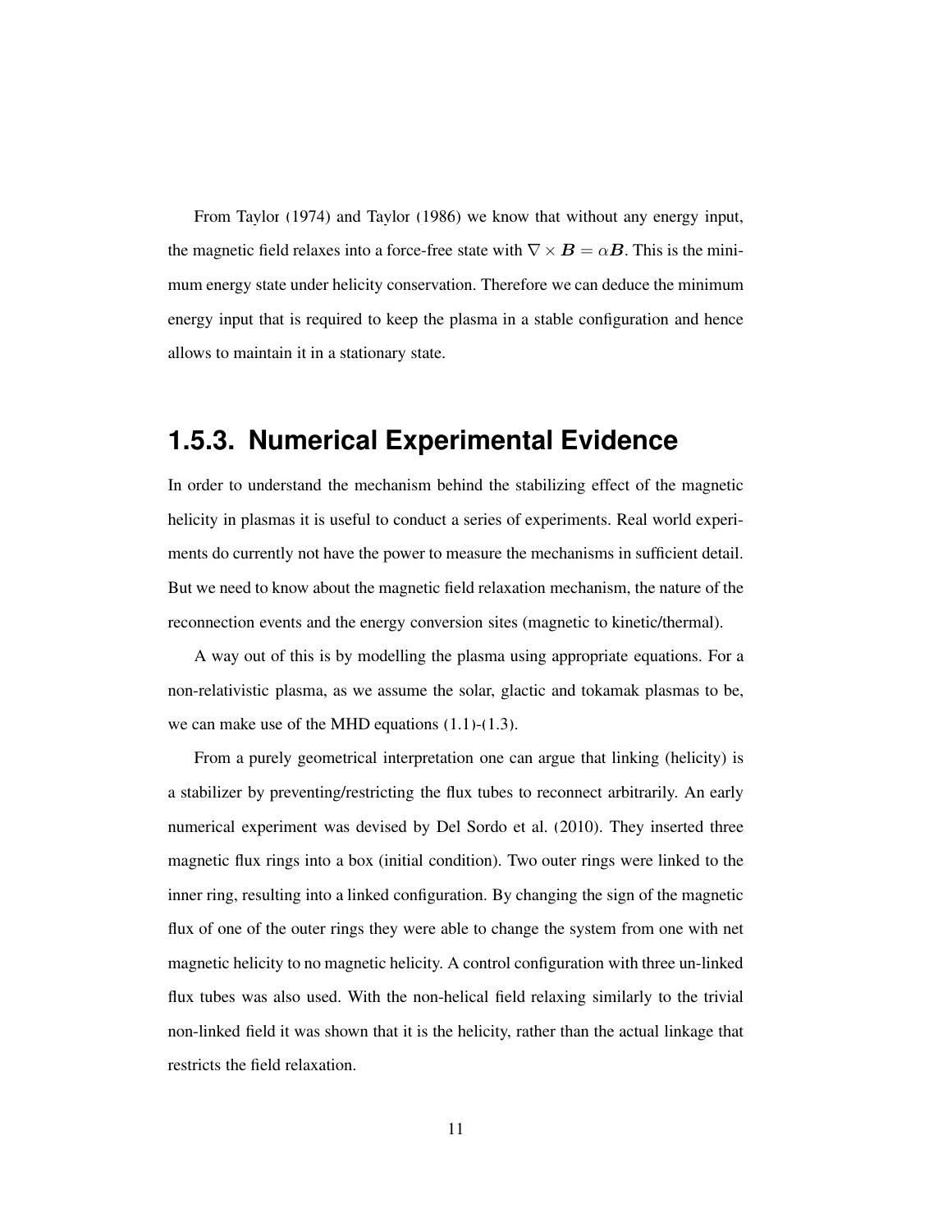From Taylor (1974) and Taylor (1986) we know that without any energy input, the magnetic field relaxes into a force-free state with $\nabla \times \boldsymbol{B} = \alpha \boldsymbol{B}$. This is the minimum energy state under helicity conservation. Therefore we can deduce the minimum energy input that is required to keep the plasma in a stable configuration and hence allows to maintain it in a stationary state.

### 1.5.3. Numerical Experimental Evidence

In order to understand the mechanism behind the stabilizing effect of the magnetic helicity in plasmas it is useful to conduct a series of experiments. Real world experiments do currently not have the power to measure the mechanisms in sufficient detail. But we need to know about the magnetic field relaxation mechanism, the nature of the reconnection events and the energy conversion sites (magnetic to kinetic/thermal).

A way out of this is by modelling the plasma using appropriate equations. For a non-relativistic plasma, as we assume the solar, glactic and tokamak plasmas to be, we can make use of the MHD equations (1.1)-(1.3).

From a purely geometrical interpretation one can argue that linking (helicity) is a stabilizer by preventing/restricting the flux tubes to reconnect arbitrarily. An early numerical experiment was devised by Del Sordo et al. (2010). They inserted three magnetic flux rings into a box (initial condition). Two outer rings were linked to the inner ring, resulting into a linked configuration. By changing the sign of the magnetic flux of one of the outer rings they were able to change the system from one with net magnetic helicity to no magnetic helicity. A control configuration with three un-linked flux tubes was also used. With the non-helical field relaxing similarly to the trivial non-linked field it was shown that it is the helicity, rather than the actual linkage that restricts the field relaxation.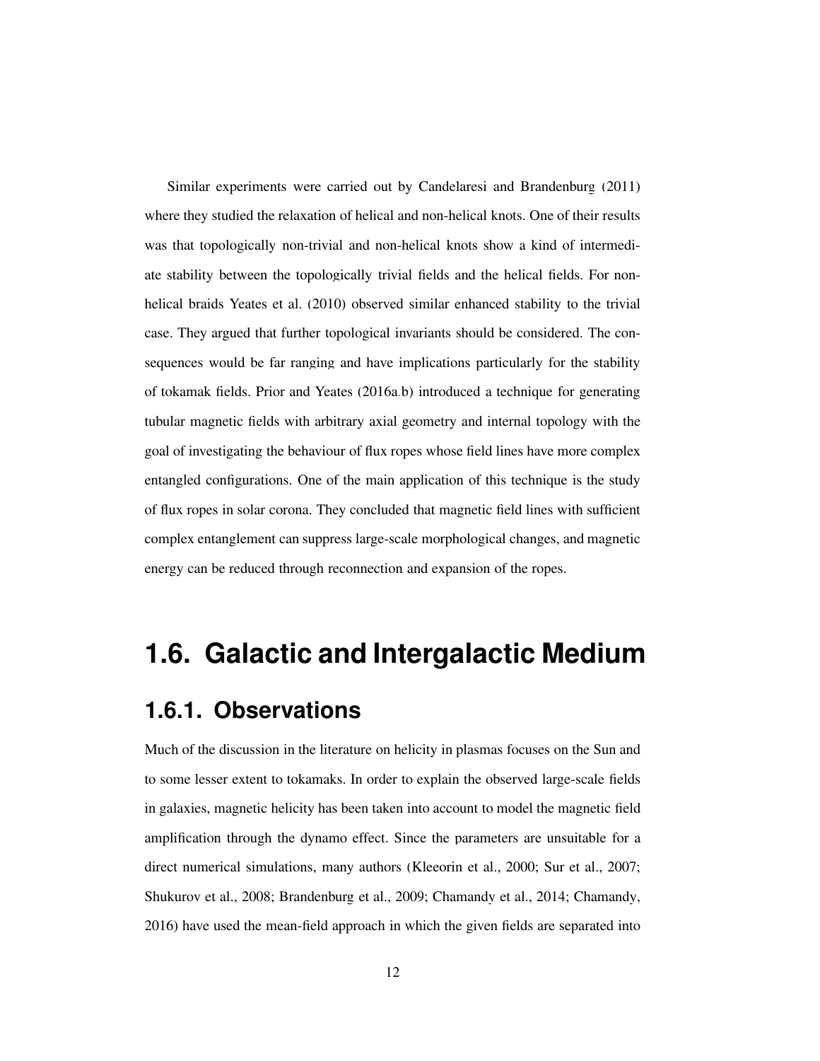Similar experiments were carried out by Candelaresi and Brandenburg (2011) where they studied the relaxation of helical and non-helical knots. One of their results was that topologically non-trivial and non-helical knots show a kind of intermediate stability between the topologically trivial fields and the helical fields. For non-helical braids Yeates et al. (2010) observed similar enhanced stability to the trivial case. They argued that further topological invariants should be considered. The consequences would be far ranging and have implications particularly for the stability of tokamak fields. Prior and Yeates (2016a,b) introduced a technique for generating tubular magnetic fields with arbitrary axial geometry and internal topology with the goal of investigating the behaviour of flux ropes whose field lines have more complex entangled configurations. One of the main application of this technique is the study of flux ropes in solar corona. They concluded that magnetic field lines with sufficient complex entanglement can suppress large-scale morphological changes, and magnetic energy can be reduced through reconnection and expansion of the ropes.

# 1.6. Galactic and Intergalactic Medium

## 1.6.1. Observations

Much of the discussion in the literature on helicity in plasmas focuses on the Sun and to some lesser extent to tokamaks. In order to explain the observed large-scale fields in galaxies, magnetic helicity has been taken into account to model the magnetic field amplification through the dynamo effect. Since the parameters are unsuitable for a direct numerical simulations, many authors (Kleeorin et al., 2000; Sur et al., 2007; Shukurov et al., 2008; Brandenburg et al., 2009; Chamandy et al., 2014; Chamandy, 2016) have used the mean-field approach in which the given fields are separated into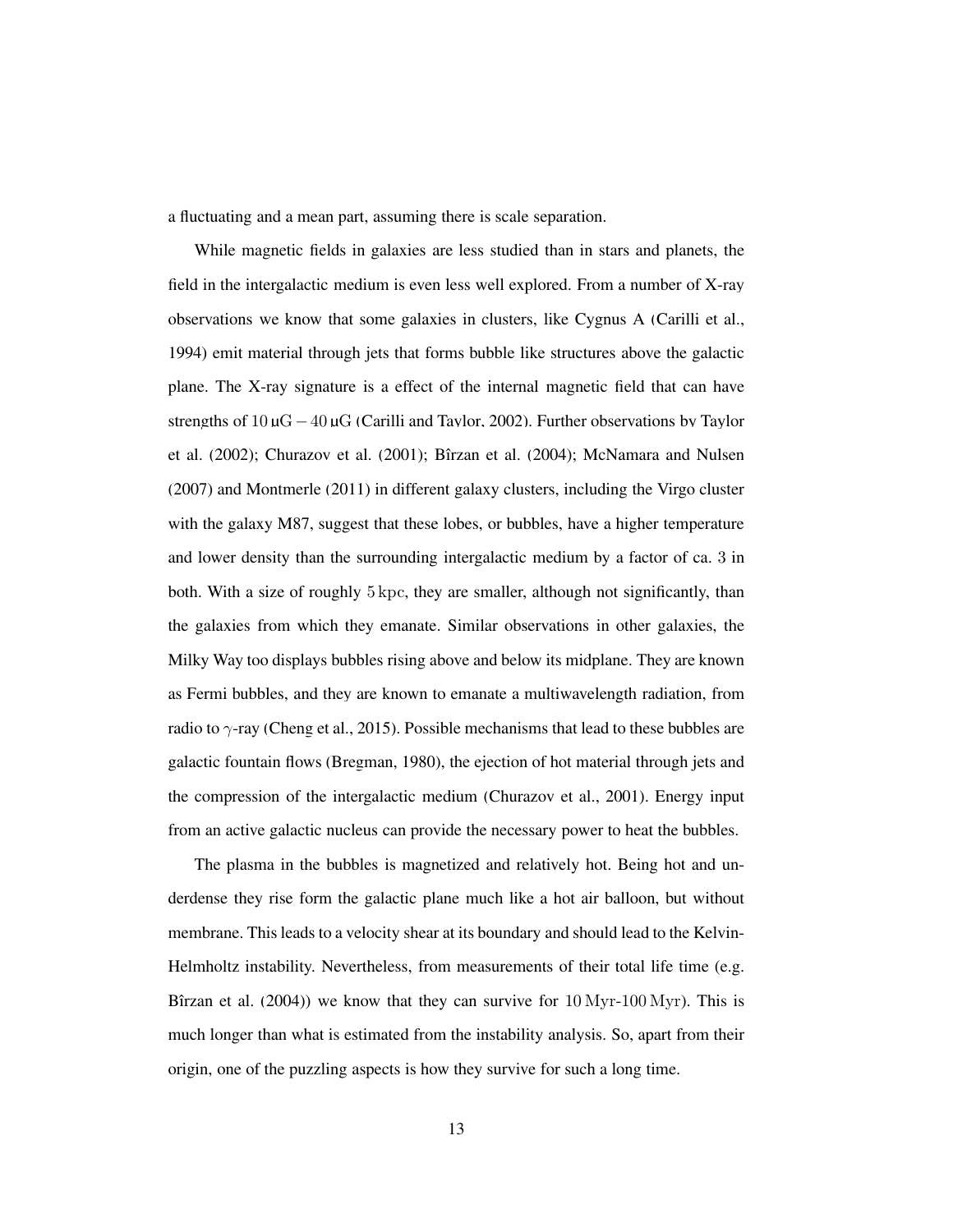a fluctuating and a mean part, assuming there is scale separation.

While magnetic fields in galaxies are less studied than in stars and planets, the field in the intergalactic medium is even less well explored. From a number of X-ray observations we know that some galaxies in clusters, like Cygnus A (Carilli et al., 1994) emit material through jets that forms bubble like structures above the galactic plane. The X-ray signature is a effect of the internal magnetic field that can have strengths of $10\,\mathrm{\mu G} - 40\,\mathrm{\mu G}$ (Carilli and Taylor, 2002). Further observations by Taylor et al. (2002); Churazov et al. (2001); Bîrzan et al. (2004); McNamara and Nulsen (2007) and Montmerle (2011) in different galaxy clusters, including the Virgo cluster with the galaxy M87, suggest that these lobes, or bubbles, have a higher temperature and lower density than the surrounding intergalactic medium by a factor of ca. 3 in both. With a size of roughly $5\,\mathrm{kpc}$, they are smaller, although not significantly, than the galaxies from which they emanate. Similar observations in other galaxies, the Milky Way too displays bubbles rising above and below its midplane. They are known as Fermi bubbles, and they are known to emanate a multiwavelength radiation, from radio to $\gamma$-ray (Cheng et al., 2015). Possible mechanisms that lead to these bubbles are galactic fountain flows (Bregman, 1980), the ejection of hot material through jets and the compression of the intergalactic medium (Churazov et al., 2001). Energy input from an active galactic nucleus can provide the necessary power to heat the bubbles.

The plasma in the bubbles is magnetized and relatively hot. Being hot and underdense they rise form the galactic plane much like a hot air balloon, but without membrane. This leads to a velocity shear at its boundary and should lead to the Kelvin-Helmholtz instability. Nevertheless, from measurements of their total life time (e.g. Bîrzan et al. (2004)) we know that they can survive for $10\,\mathrm{Myr}$-$100\,\mathrm{Myr}$). This is much longer than what is estimated from the instability analysis. So, apart from their origin, one of the puzzling aspects is how they survive for such a long time.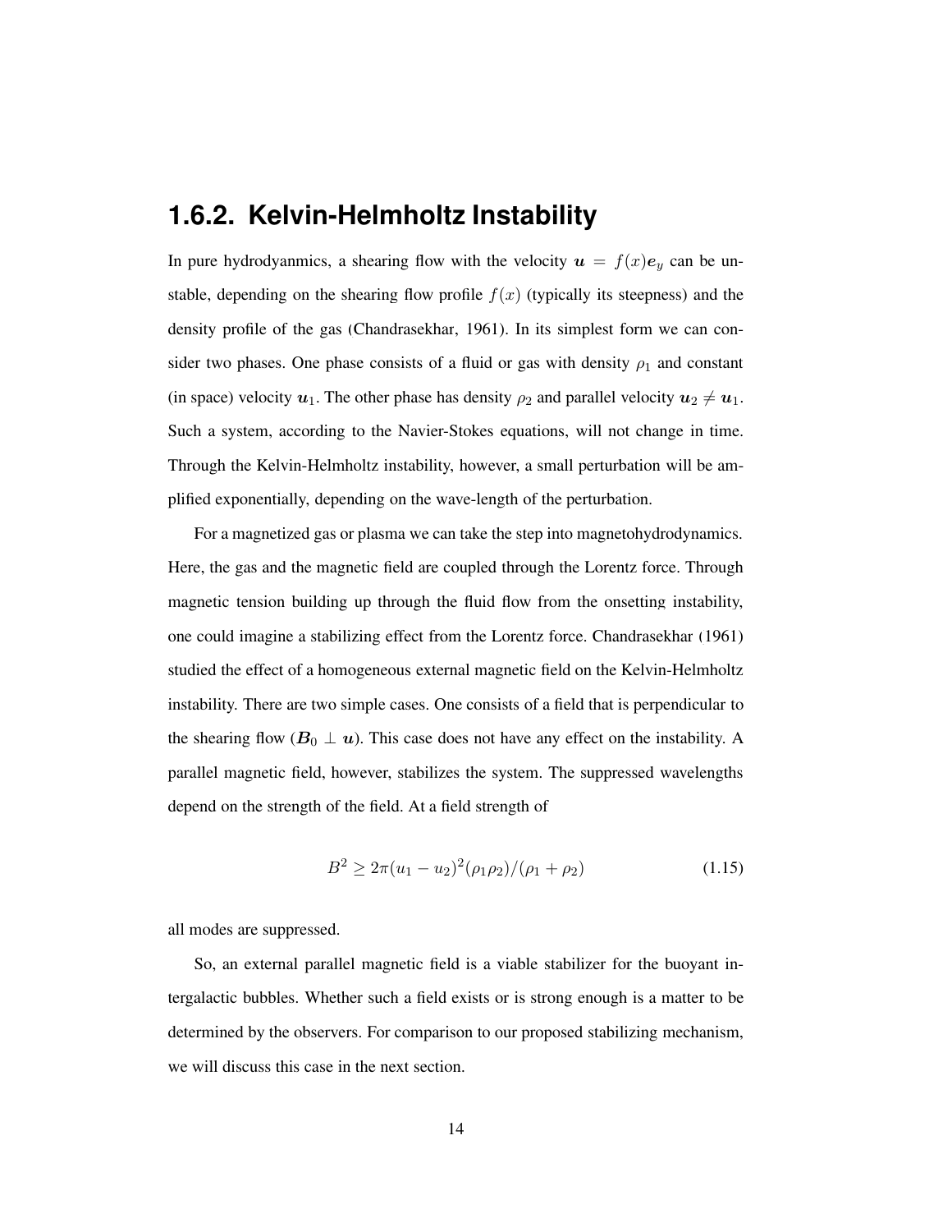## 1.6.2. Kelvin-Helmholtz Instability

In pure hydrodyanmics, a shearing flow with the velocity $\boldsymbol{u} = f(x)\boldsymbol{e}_y$ can be unstable, depending on the shearing flow profile $f(x)$ (typically its steepness) and the density profile of the gas (Chandrasekhar, 1961). In its simplest form we can consider two phases. One phase consists of a fluid or gas with density $\rho_1$ and constant (in space) velocity $\boldsymbol{u}_1$. The other phase has density $\rho_2$ and parallel velocity $\boldsymbol{u}_2 \neq \boldsymbol{u}_1$. Such a system, according to the Navier-Stokes equations, will not change in time. Through the Kelvin-Helmholtz instability, however, a small perturbation will be amplified exponentially, depending on the wave-length of the perturbation.

For a magnetized gas or plasma we can take the step into magnetohydrodynamics. Here, the gas and the magnetic field are coupled through the Lorentz force. Through magnetic tension building up through the fluid flow from the onsetting instability, one could imagine a stabilizing effect from the Lorentz force. Chandrasekhar (1961) studied the effect of a homogeneous external magnetic field on the Kelvin-Helmholtz instability. There are two simple cases. One consists of a field that is perpendicular to the shearing flow ($\boldsymbol{B}_0 \perp \boldsymbol{u}$). This case does not have any effect on the instability. A parallel magnetic field, however, stabilizes the system. The suppressed wavelengths depend on the strength of the field. At a field strength of

$$B^2 \geq 2\pi(u_1 - u_2)^2(\rho_1\rho_2)/(\rho_1 + \rho_2) \tag{1.15}$$

all modes are suppressed.

So, an external parallel magnetic field is a viable stabilizer for the buoyant intergalactic bubbles. Whether such a field exists or is strong enough is a matter to be determined by the observers. For comparison to our proposed stabilizing mechanism, we will discuss this case in the next section.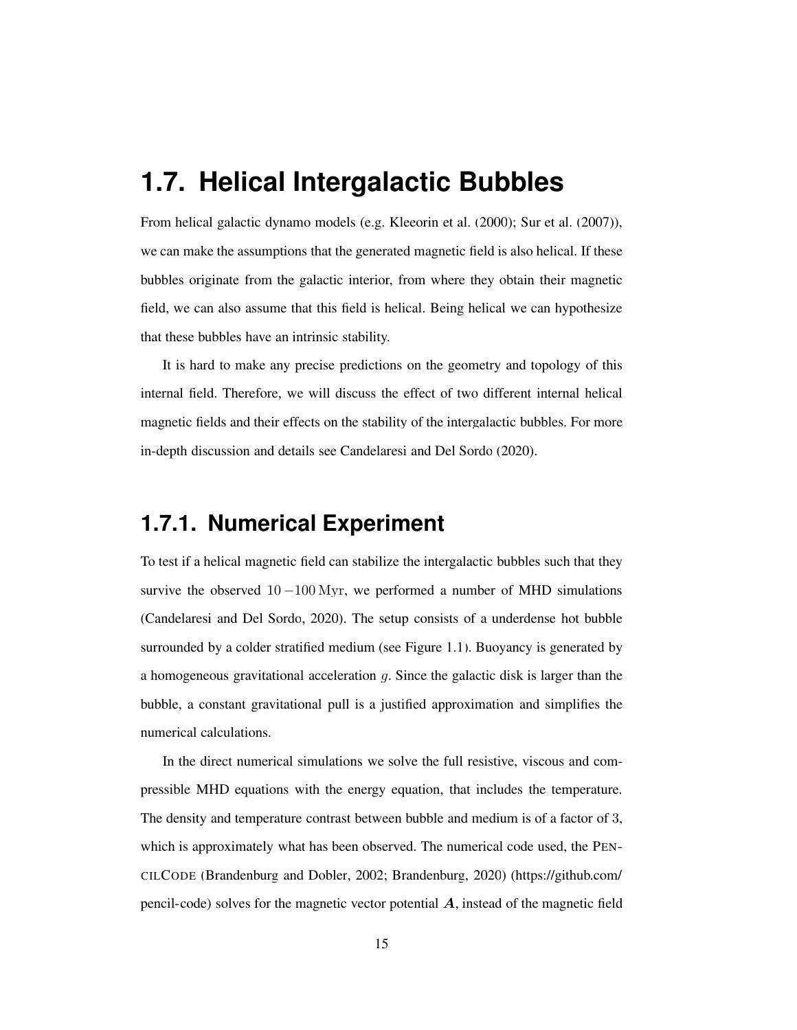# 1.7. Helical Intergalactic Bubbles

From helical galactic dynamo models (e.g. Kleeorin et al. (2000); Sur et al. (2007)), we can make the assumptions that the generated magnetic field is also helical. If these bubbles originate from the galactic interior, from where they obtain their magnetic field, we can also assume that this field is helical. Being helical we can hypothesize that these bubbles have an intrinsic stability.

It is hard to make any precise predictions on the geometry and topology of this internal field. Therefore, we will discuss the effect of two different internal helical magnetic fields and their effects on the stability of the intergalactic bubbles. For more in-depth discussion and details see Candelaresi and Del Sordo (2020).

## 1.7.1. Numerical Experiment

To test if a helical magnetic field can stabilize the intergalactic bubbles such that they survive the observed $10-100\,\mathrm{Myr}$, we performed a number of MHD simulations (Candelaresi and Del Sordo, 2020). The setup consists of a underdense hot bubble surrounded by a colder stratified medium (see Figure 1.1). Buoyancy is generated by a homogeneous gravitational acceleration $g$. Since the galactic disk is larger than the bubble, a constant gravitational pull is a justified approximation and simplifies the numerical calculations.

In the direct numerical simulations we solve the full resistive, viscous and compressible MHD equations with the energy equation, that includes the temperature. The density and temperature contrast between bubble and medium is of a factor of $3$, which is approximately what has been observed. The numerical code used, the PENCILCODE (Brandenburg and Dobler, 2002; Brandenburg, 2020) (https://github.com/pencil-code) solves for the magnetic vector potential $\boldsymbol{A}$, instead of the magnetic field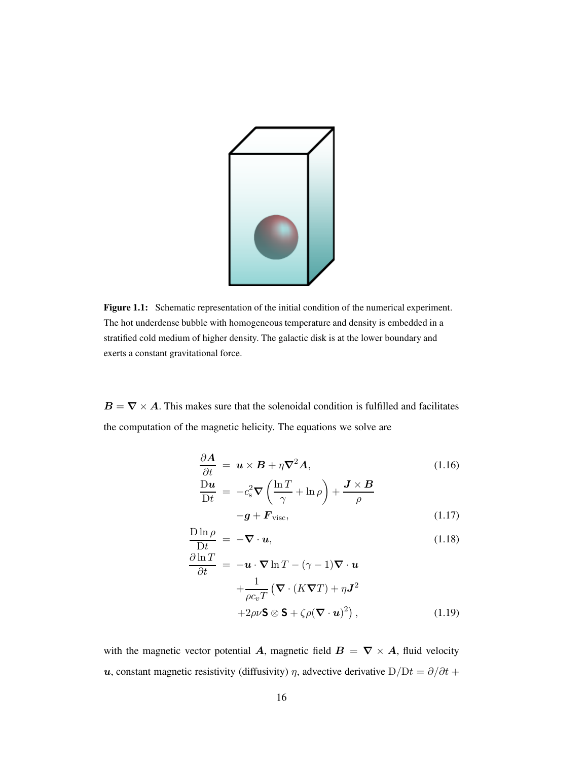**Figure 1.1:** Schematic representation of the initial condition of the numerical experiment. The hot underdense bubble with homogeneous temperature and density is embedded in a stratified cold medium of higher density. The galactic disk is at the lower boundary and exerts a constant gravitational force.

$\boldsymbol{B} = \boldsymbol{\nabla} \times \boldsymbol{A}$. This makes sure that the solenoidal condition is fulfilled and facilitates the computation of the magnetic helicity. The equations we solve are

$$
\begin{aligned}
\frac{\partial \boldsymbol{A}}{\partial t} &= \boldsymbol{u} \times \boldsymbol{B} + \eta \boldsymbol{\nabla}^2 \boldsymbol{A}, && (1.16)\\
\frac{\mathrm{D}\boldsymbol{u}}{\mathrm{D}t} &= -c_\mathrm{s}^2 \boldsymbol{\nabla} \left( \frac{\ln T}{\gamma} + \ln \rho \right) + \frac{\boldsymbol{J} \times \boldsymbol{B}}{\rho} \\
&\quad -\boldsymbol{g} + \boldsymbol{F}_\mathrm{visc}, && (1.17)\\
\frac{\mathrm{D}\ln \rho}{\mathrm{D}t} &= -\boldsymbol{\nabla} \cdot \boldsymbol{u}, && (1.18)\\
\frac{\partial \ln T}{\partial t} &= -\boldsymbol{u} \cdot \boldsymbol{\nabla} \ln T - (\gamma - 1) \boldsymbol{\nabla} \cdot \boldsymbol{u} \\
&\quad + \frac{1}{\rho c_v T} \big( \boldsymbol{\nabla} \cdot (K \boldsymbol{\nabla} T) + \eta \boldsymbol{J}^2 \\
&\quad + 2\rho\nu \mathbf{S} \otimes \mathbf{S} + \zeta \rho (\boldsymbol{\nabla} \cdot \boldsymbol{u})^2 \big), && (1.19)
\end{aligned}
$$

with the magnetic vector potential $\boldsymbol{A}$, magnetic field $\boldsymbol{B} = \boldsymbol{\nabla} \times \boldsymbol{A}$, fluid velocity $\boldsymbol{u}$, constant magnetic resistivity (diffusivity) $\eta$, advective derivative $\mathrm{D}/\mathrm{D}t = \partial/\partial t +$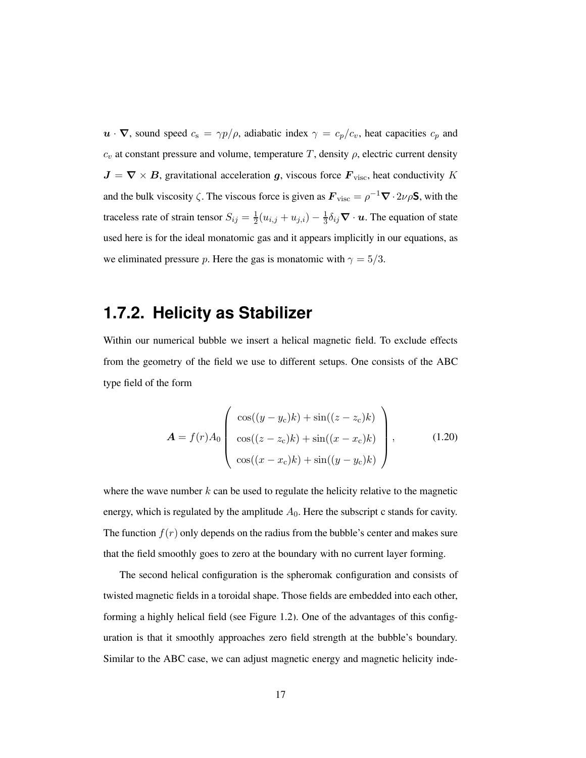$\boldsymbol{u} \cdot \boldsymbol{\nabla}$, sound speed $c_{\rm s} = \gamma p/\rho$, adiabatic index $\gamma = c_p/c_v$, heat capacities $c_p$ and $c_v$ at constant pressure and volume, temperature $T$, density $\rho$, electric current density $\boldsymbol{J} = \boldsymbol{\nabla} \times \boldsymbol{B}$, gravitational acceleration $\boldsymbol{g}$, viscous force $\boldsymbol{F}_{\rm visc}$, heat conductivity $K$ and the bulk viscosity $\zeta$. The viscous force is given as $\boldsymbol{F}_{\rm visc} = \rho^{-1}\boldsymbol{\nabla} \cdot 2\nu\rho\mathsf{S}$, with the traceless rate of strain tensor $S_{ij} = \frac{1}{2}(u_{i,j} + u_{j,i}) - \frac{1}{3}\delta_{ij}\boldsymbol{\nabla} \cdot \boldsymbol{u}$. The equation of state used here is for the ideal monatomic gas and it appears implicitly in our equations, as we eliminated pressure $p$. Here the gas is monatomic with $\gamma = 5/3$.

## 1.7.2. Helicity as Stabilizer

Within our numerical bubble we insert a helical magnetic field. To exclude effects from the geometry of the field we use to different setups. One consists of the ABC type field of the form

$$\boldsymbol{A} = f(r)A_0 \begin{pmatrix} \cos((y - y_{\rm c})k) + \sin((z - z_{\rm c})k) \\ \cos((z - z_{\rm c})k) + \sin((x - x_{\rm c})k) \\ \cos((x - x_{\rm c})k) + \sin((y - y_{\rm c})k) \end{pmatrix}, \tag{1.20}$$

where the wave number $k$ can be used to regulate the helicity relative to the magnetic energy, which is regulated by the amplitude $A_0$. Here the subscript c stands for cavity. The function $f(r)$ only depends on the radius from the bubble's center and makes sure that the field smoothly goes to zero at the boundary with no current layer forming.

The second helical configuration is the spheromak configuration and consists of twisted magnetic fields in a toroidal shape. Those fields are embedded into each other, forming a highly helical field (see Figure 1.2). One of the advantages of this configuration is that it smoothly approaches zero field strength at the bubble's boundary. Similar to the ABC case, we can adjust magnetic energy and magnetic helicity inde-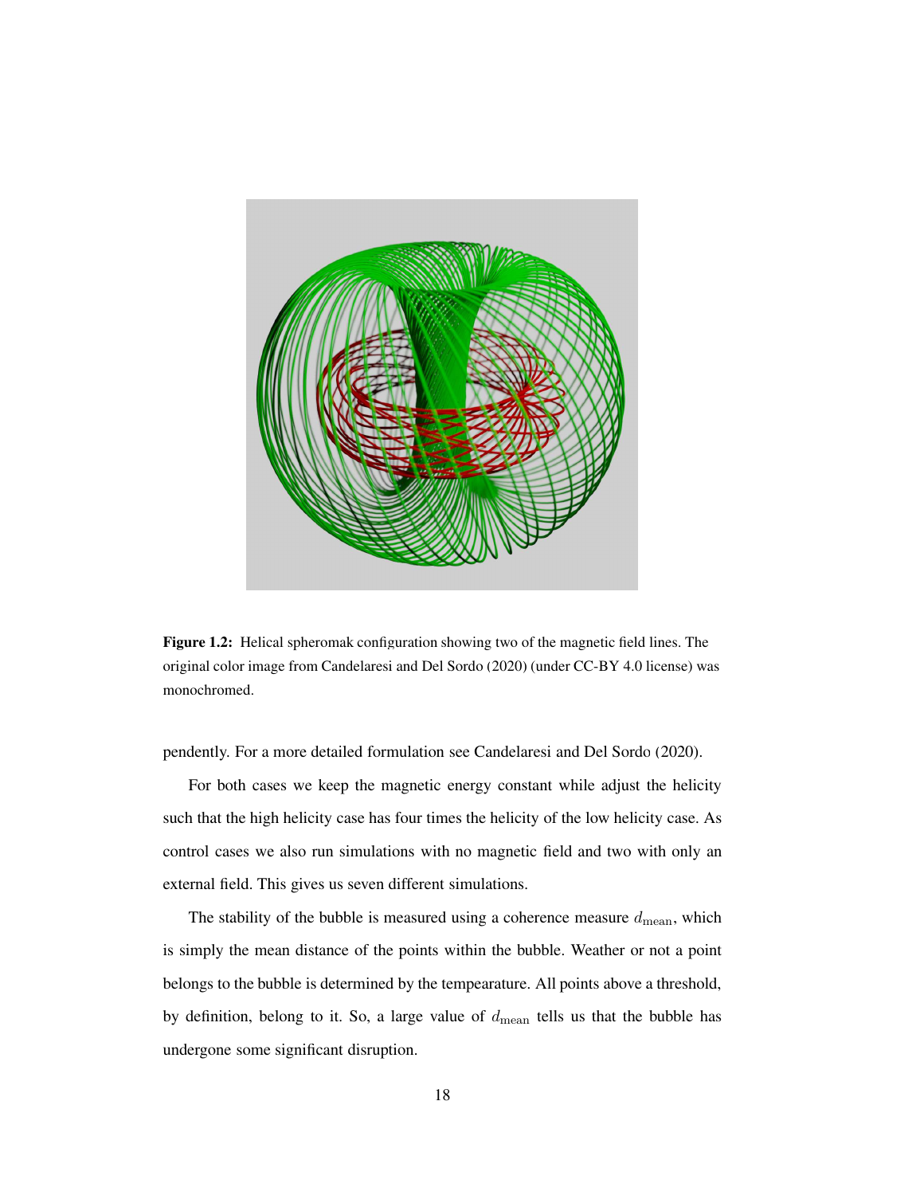**Figure 1.2:** Helical spheromak configuration showing two of the magnetic field lines. The original color image from Candelaresi and Del Sordo (2020) (under CC-BY 4.0 license) was monochromed.

pendently. For a more detailed formulation see Candelaresi and Del Sordo (2020).

For both cases we keep the magnetic energy constant while adjust the helicity such that the high helicity case has four times the helicity of the low helicity case. As control cases we also run simulations with no magnetic field and two with only an external field. This gives us seven different simulations.

The stability of the bubble is measured using a coherence measure $d_{\mathrm{mean}}$, which is simply the mean distance of the points within the bubble. Weather or not a point belongs to the bubble is determined by the tempearature. All points above a threshold, by definition, belong to it. So, a large value of $d_{\mathrm{mean}}$ tells us that the bubble has undergone some significant disruption.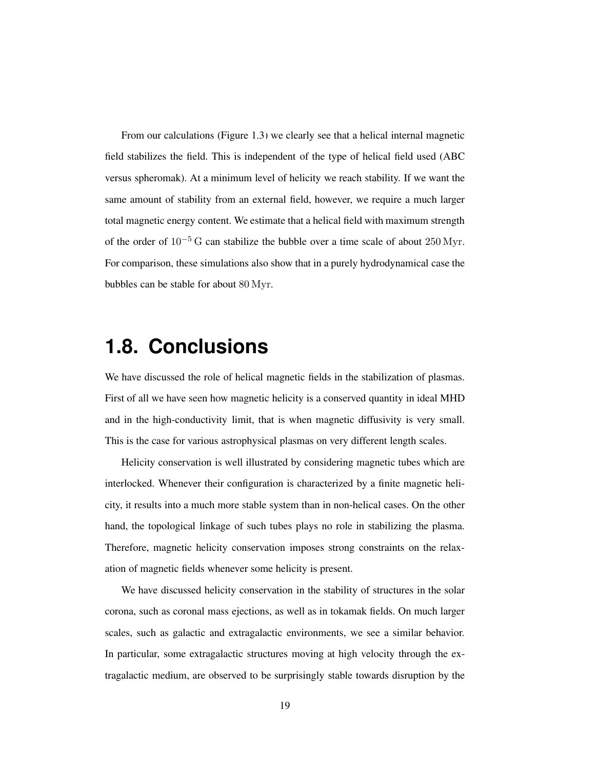From our calculations (Figure 1.3) we clearly see that a helical internal magnetic field stabilizes the field. This is independent of the type of helical field used (ABC versus spheromak). At a minimum level of helicity we reach stability. If we want the same amount of stability from an external field, however, we require a much larger total magnetic energy content. We estimate that a helical field with maximum strength of the order of $10^{-5}\,\mathrm{G}$ can stabilize the bubble over a time scale of about $250\,\mathrm{Myr}$. For comparison, these simulations also show that in a purely hydrodynamical case the bubbles can be stable for about $80\,\mathrm{Myr}$.

## 1.8. Conclusions

We have discussed the role of helical magnetic fields in the stabilization of plasmas. First of all we have seen how magnetic helicity is a conserved quantity in ideal MHD and in the high-conductivity limit, that is when magnetic diffusivity is very small. This is the case for various astrophysical plasmas on very different length scales.

Helicity conservation is well illustrated by considering magnetic tubes which are interlocked. Whenever their configuration is characterized by a finite magnetic helicity, it results into a much more stable system than in non-helical cases. On the other hand, the topological linkage of such tubes plays no role in stabilizing the plasma. Therefore, magnetic helicity conservation imposes strong constraints on the relaxation of magnetic fields whenever some helicity is present.

We have discussed helicity conservation in the stability of structures in the solar corona, such as coronal mass ejections, as well as in tokamak fields. On much larger scales, such as galactic and extragalactic environments, we see a similar behavior. In particular, some extragalactic structures moving at high velocity through the extragalactic medium, are observed to be surprisingly stable towards disruption by the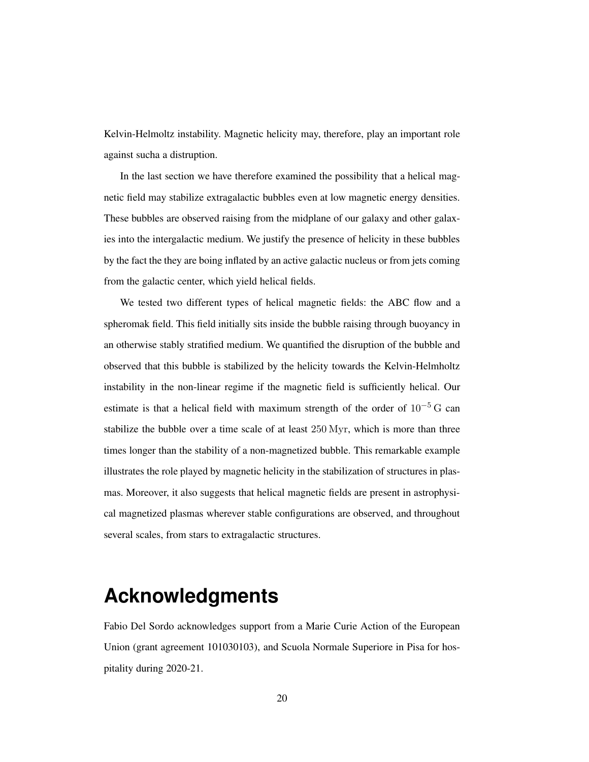Kelvin-Helmoltz instability. Magnetic helicity may, therefore, play an important role against sucha a distruption.

In the last section we have therefore examined the possibility that a helical magnetic field may stabilize extragalactic bubbles even at low magnetic energy densities. These bubbles are observed raising from the midplane of our galaxy and other galaxies into the intergalactic medium. We justify the presence of helicity in these bubbles by the fact the they are boing inflated by an active galactic nucleus or from jets coming from the galactic center, which yield helical fields.

We tested two different types of helical magnetic fields: the ABC flow and a spheromak field. This field initially sits inside the bubble raising through buoyancy in an otherwise stably stratified medium. We quantified the disruption of the bubble and observed that this bubble is stabilized by the helicity towards the Kelvin-Helmholtz instability in the non-linear regime if the magnetic field is sufficiently helical. Our estimate is that a helical field with maximum strength of the order of $10^{-5}\,\mathrm{G}$ can stabilize the bubble over a time scale of at least $250\,\mathrm{Myr}$, which is more than three times longer than the stability of a non-magnetized bubble. This remarkable example illustrates the role played by magnetic helicity in the stabilization of structures in plasmas. Moreover, it also suggests that helical magnetic fields are present in astrophysical magnetized plasmas wherever stable configurations are observed, and throughout several scales, from stars to extragalactic structures.

# Acknowledgments

Fabio Del Sordo acknowledges support from a Marie Curie Action of the European Union (grant agreement 101030103), and Scuola Normale Superiore in Pisa for hospitality during 2020-21.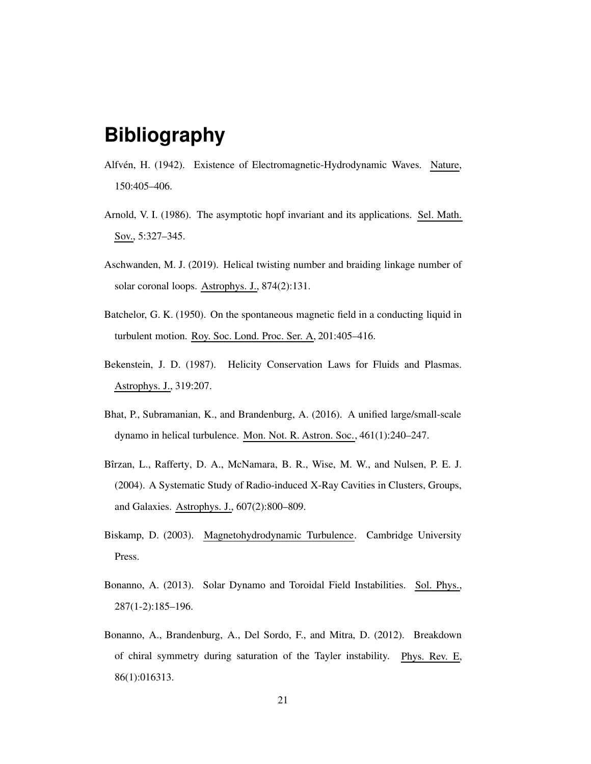# Bibliography

Alfvén, H. (1942). Existence of Electromagnetic-Hydrodynamic Waves. Nature, 150:405–406.

Arnold, V. I. (1986). The asymptotic hopf invariant and its applications. Sel. Math. Sov., 5:327–345.

Aschwanden, M. J. (2019). Helical twisting number and braiding linkage number of solar coronal loops. Astrophys. J., 874(2):131.

Batchelor, G. K. (1950). On the spontaneous magnetic field in a conducting liquid in turbulent motion. Roy. Soc. Lond. Proc. Ser. A, 201:405–416.

Bekenstein, J. D. (1987). Helicity Conservation Laws for Fluids and Plasmas. Astrophys. J., 319:207.

Bhat, P., Subramanian, K., and Brandenburg, A. (2016). A unified large/small-scale dynamo in helical turbulence. Mon. Not. R. Astron. Soc., 461(1):240–247.

Bîrzan, L., Rafferty, D. A., McNamara, B. R., Wise, M. W., and Nulsen, P. E. J. (2004). A Systematic Study of Radio-induced X-Ray Cavities in Clusters, Groups, and Galaxies. Astrophys. J., 607(2):800–809.

Biskamp, D. (2003). Magnetohydrodynamic Turbulence. Cambridge University Press.

Bonanno, A. (2013). Solar Dynamo and Toroidal Field Instabilities. Sol. Phys., 287(1-2):185–196.

Bonanno, A., Brandenburg, A., Del Sordo, F., and Mitra, D. (2012). Breakdown of chiral symmetry during saturation of the Tayler instability. Phys. Rev. E, 86(1):016313.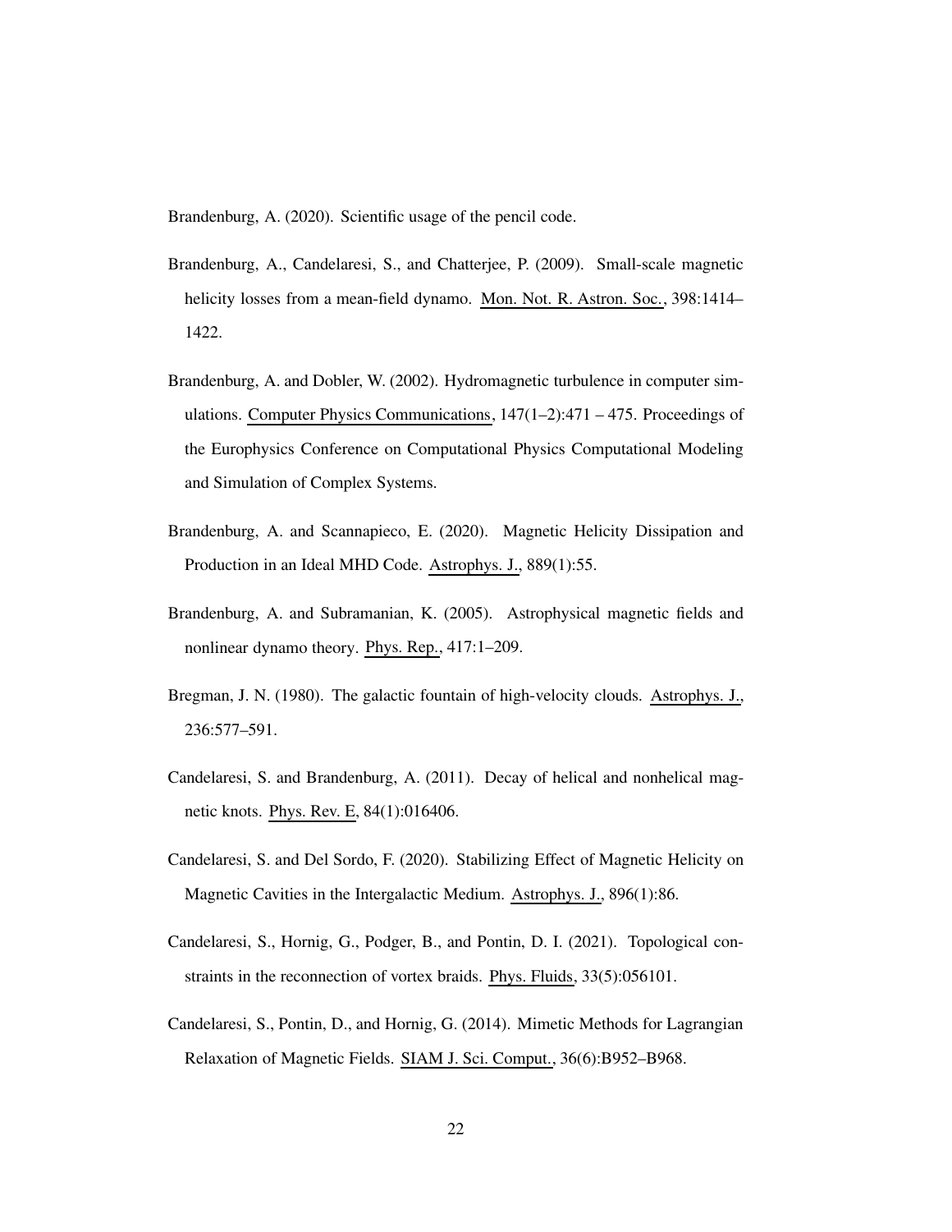Brandenburg, A. (2020). Scientific usage of the pencil code.

Brandenburg, A., Candelaresi, S., and Chatterjee, P. (2009). Small-scale magnetic helicity losses from a mean-field dynamo. Mon. Not. R. Astron. Soc., 398:1414–1422.

Brandenburg, A. and Dobler, W. (2002). Hydromagnetic turbulence in computer simulations. Computer Physics Communications, 147(1–2):471 – 475. Proceedings of the Europhysics Conference on Computational Physics Computational Modeling and Simulation of Complex Systems.

Brandenburg, A. and Scannapieco, E. (2020). Magnetic Helicity Dissipation and Production in an Ideal MHD Code. Astrophys. J., 889(1):55.

Brandenburg, A. and Subramanian, K. (2005). Astrophysical magnetic fields and nonlinear dynamo theory. Phys. Rep., 417:1–209.

Bregman, J. N. (1980). The galactic fountain of high-velocity clouds. Astrophys. J., 236:577–591.

Candelaresi, S. and Brandenburg, A. (2011). Decay of helical and nonhelical magnetic knots. Phys. Rev. E, 84(1):016406.

Candelaresi, S. and Del Sordo, F. (2020). Stabilizing Effect of Magnetic Helicity on Magnetic Cavities in the Intergalactic Medium. Astrophys. J., 896(1):86.

Candelaresi, S., Hornig, G., Podger, B., and Pontin, D. I. (2021). Topological constraints in the reconnection of vortex braids. Phys. Fluids, 33(5):056101.

Candelaresi, S., Pontin, D., and Hornig, G. (2014). Mimetic Methods for Lagrangian Relaxation of Magnetic Fields. SIAM J. Sci. Comput., 36(6):B952–B968.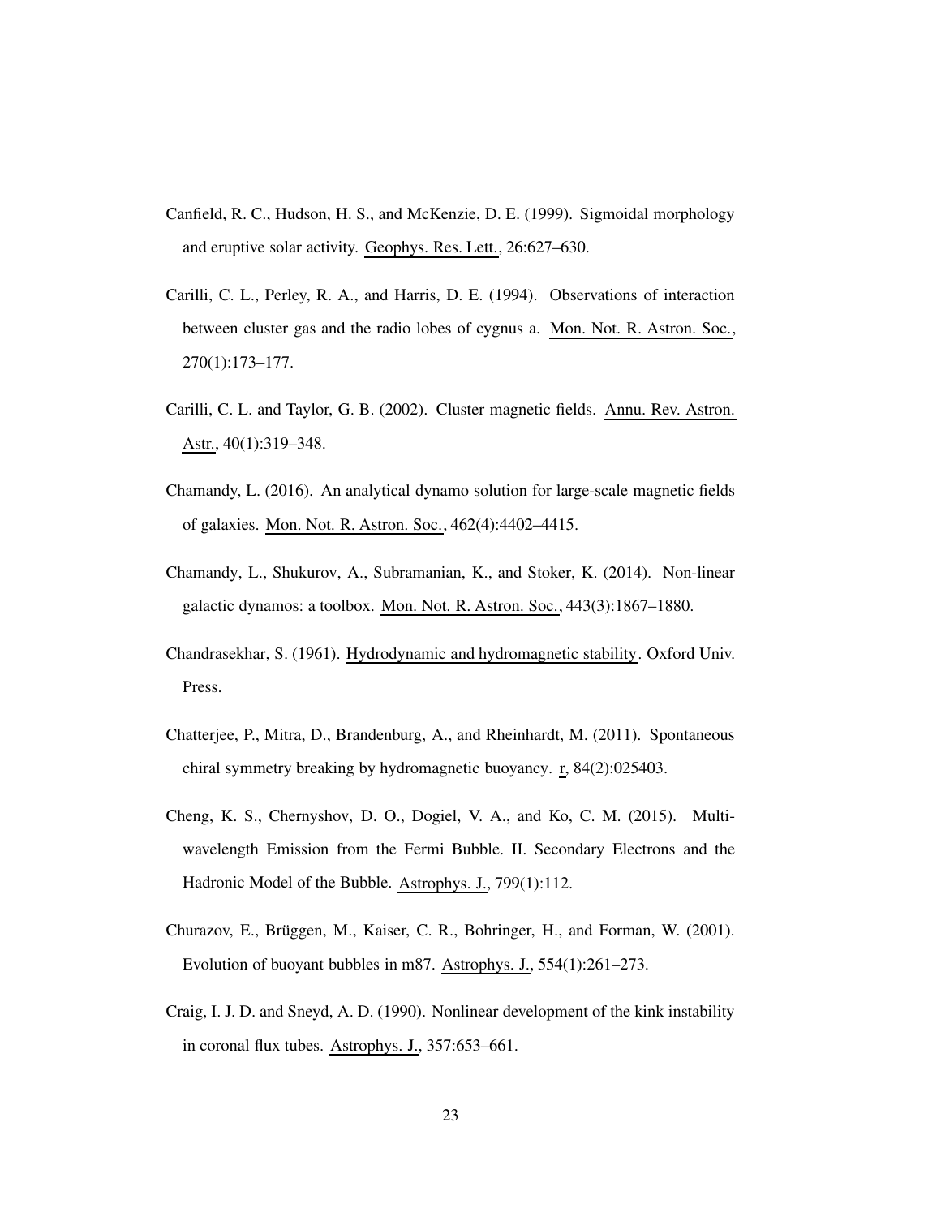Canfield, R. C., Hudson, H. S., and McKenzie, D. E. (1999). Sigmoidal morphology and eruptive solar activity. Geophys. Res. Lett., 26:627–630.

Carilli, C. L., Perley, R. A., and Harris, D. E. (1994). Observations of interaction between cluster gas and the radio lobes of cygnus a. Mon. Not. R. Astron. Soc., 270(1):173–177.

Carilli, C. L. and Taylor, G. B. (2002). Cluster magnetic fields. Annu. Rev. Astron. Astr., 40(1):319–348.

Chamandy, L. (2016). An analytical dynamo solution for large-scale magnetic fields of galaxies. Mon. Not. R. Astron. Soc., 462(4):4402–4415.

Chamandy, L., Shukurov, A., Subramanian, K., and Stoker, K. (2014). Non-linear galactic dynamos: a toolbox. Mon. Not. R. Astron. Soc., 443(3):1867–1880.

Chandrasekhar, S. (1961). Hydrodynamic and hydromagnetic stability. Oxford Univ. Press.

Chatterjee, P., Mitra, D., Brandenburg, A., and Rheinhardt, M. (2011). Spontaneous chiral symmetry breaking by hydromagnetic buoyancy. r, 84(2):025403.

Cheng, K. S., Chernyshov, D. O., Dogiel, V. A., and Ko, C. M. (2015). Multi-wavelength Emission from the Fermi Bubble. II. Secondary Electrons and the Hadronic Model of the Bubble. Astrophys. J., 799(1):112.

Churazov, E., Brüggen, M., Kaiser, C. R., Bohringer, H., and Forman, W. (2001). Evolution of buoyant bubbles in m87. Astrophys. J., 554(1):261–273.

Craig, I. J. D. and Sneyd, A. D. (1990). Nonlinear development of the kink instability in coronal flux tubes. Astrophys. J., 357:653–661.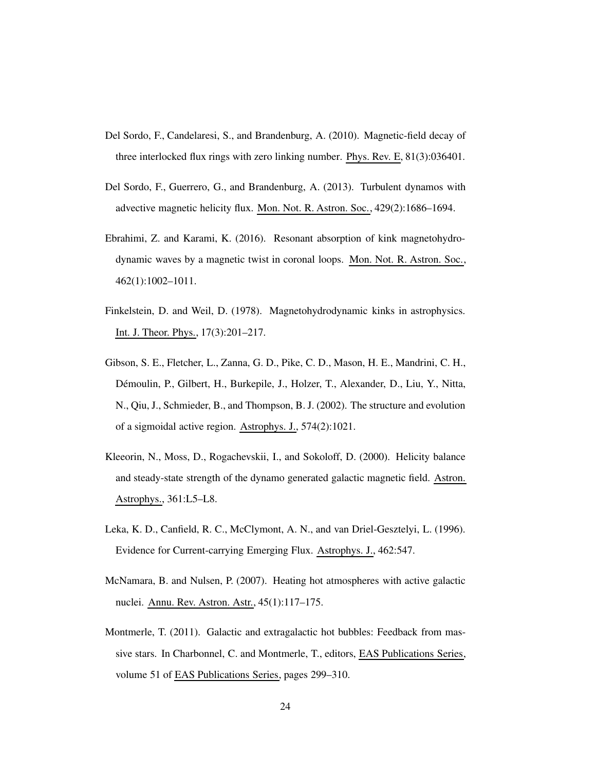Del Sordo, F., Candelaresi, S., and Brandenburg, A. (2010). Magnetic-field decay of three interlocked flux rings with zero linking number. Phys. Rev. E, 81(3):036401.

Del Sordo, F., Guerrero, G., and Brandenburg, A. (2013). Turbulent dynamos with advective magnetic helicity flux. Mon. Not. R. Astron. Soc., 429(2):1686–1694.

Ebrahimi, Z. and Karami, K. (2016). Resonant absorption of kink magnetohydrodynamic waves by a magnetic twist in coronal loops. Mon. Not. R. Astron. Soc., 462(1):1002–1011.

Finkelstein, D. and Weil, D. (1978). Magnetohydrodynamic kinks in astrophysics. Int. J. Theor. Phys., 17(3):201–217.

Gibson, S. E., Fletcher, L., Zanna, G. D., Pike, C. D., Mason, H. E., Mandrini, C. H., Démoulin, P., Gilbert, H., Burkepile, J., Holzer, T., Alexander, D., Liu, Y., Nitta, N., Qiu, J., Schmieder, B., and Thompson, B. J. (2002). The structure and evolution of a sigmoidal active region. Astrophys. J., 574(2):1021.

Kleeorin, N., Moss, D., Rogachevskii, I., and Sokoloff, D. (2000). Helicity balance and steady-state strength of the dynamo generated galactic magnetic field. Astron. Astrophys., 361:L5–L8.

Leka, K. D., Canfield, R. C., McClymont, A. N., and van Driel-Gesztelyi, L. (1996). Evidence for Current-carrying Emerging Flux. Astrophys. J., 462:547.

McNamara, B. and Nulsen, P. (2007). Heating hot atmospheres with active galactic nuclei. Annu. Rev. Astron. Astr., 45(1):117–175.

Montmerle, T. (2011). Galactic and extragalactic hot bubbles: Feedback from massive stars. In Charbonnel, C. and Montmerle, T., editors, EAS Publications Series, volume 51 of EAS Publications Series, pages 299–310.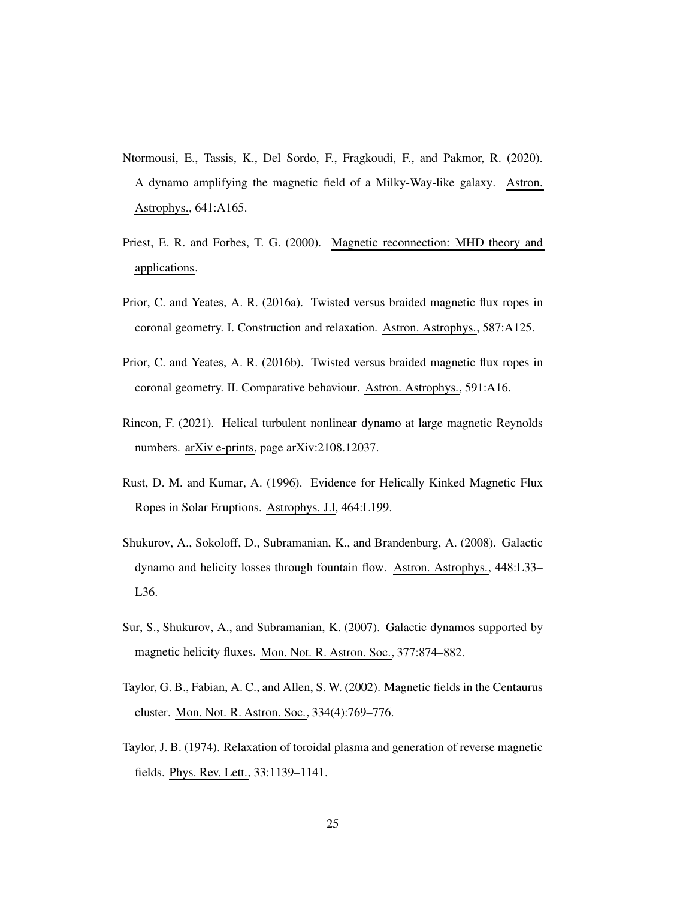Ntormousi, E., Tassis, K., Del Sordo, F., Fragkoudi, F., and Pakmor, R. (2020). A dynamo amplifying the magnetic field of a Milky-Way-like galaxy. Astron. Astrophys., 641:A165.

Priest, E. R. and Forbes, T. G. (2000). Magnetic reconnection: MHD theory and applications.

Prior, C. and Yeates, A. R. (2016a). Twisted versus braided magnetic flux ropes in coronal geometry. I. Construction and relaxation. Astron. Astrophys., 587:A125.

Prior, C. and Yeates, A. R. (2016b). Twisted versus braided magnetic flux ropes in coronal geometry. II. Comparative behaviour. Astron. Astrophys., 591:A16.

Rincon, F. (2021). Helical turbulent nonlinear dynamo at large magnetic Reynolds numbers. arXiv e-prints, page arXiv:2108.12037.

Rust, D. M. and Kumar, A. (1996). Evidence for Helically Kinked Magnetic Flux Ropes in Solar Eruptions. Astrophys. J.l, 464:L199.

Shukurov, A., Sokoloff, D., Subramanian, K., and Brandenburg, A. (2008). Galactic dynamo and helicity losses through fountain flow. Astron. Astrophys., 448:L33–L36.

Sur, S., Shukurov, A., and Subramanian, K. (2007). Galactic dynamos supported by magnetic helicity fluxes. Mon. Not. R. Astron. Soc., 377:874–882.

Taylor, G. B., Fabian, A. C., and Allen, S. W. (2002). Magnetic fields in the Centaurus cluster. Mon. Not. R. Astron. Soc., 334(4):769–776.

Taylor, J. B. (1974). Relaxation of toroidal plasma and generation of reverse magnetic fields. Phys. Rev. Lett., 33:1139–1141.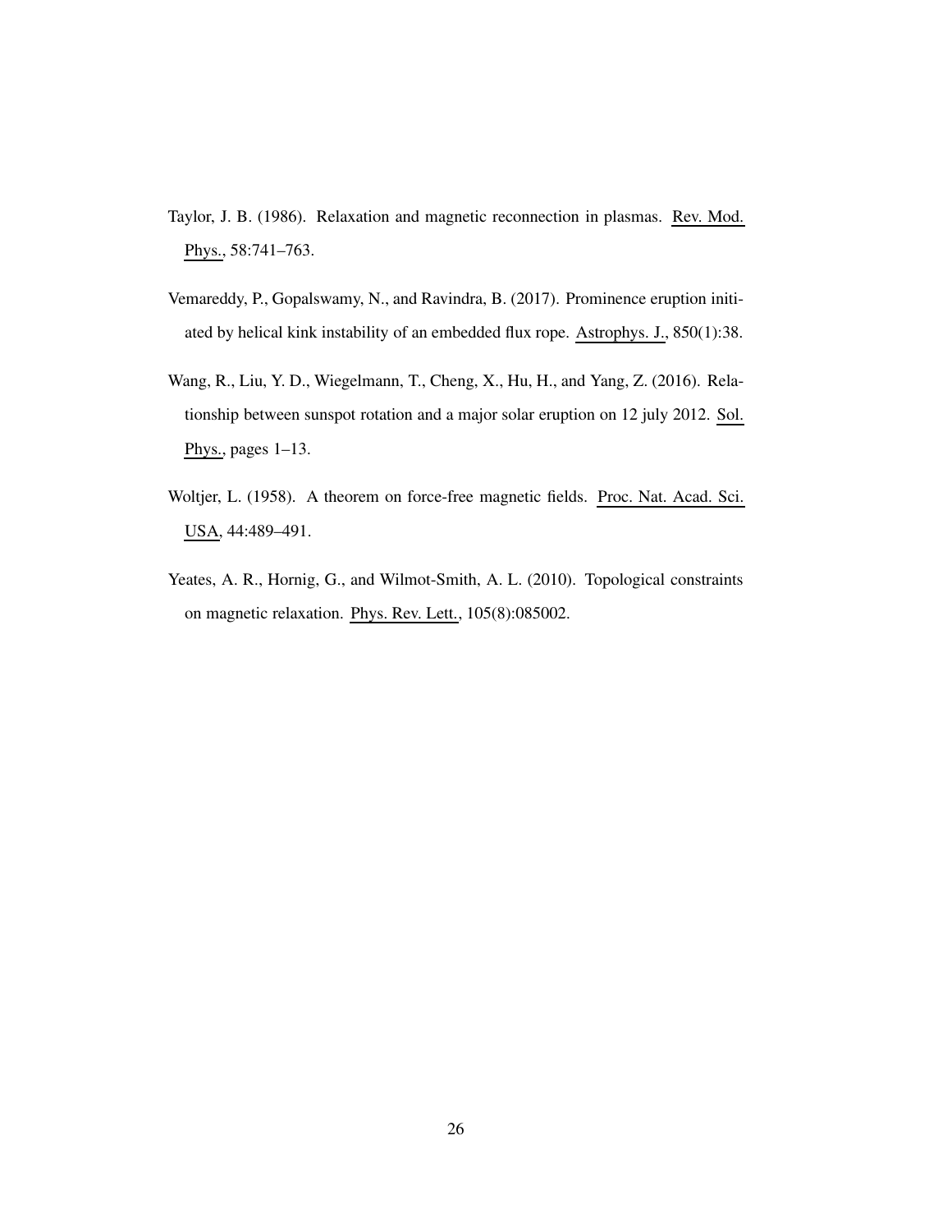Taylor, J. B. (1986). Relaxation and magnetic reconnection in plasmas. Rev. Mod. Phys., 58:741–763.

Vemareddy, P., Gopalswamy, N., and Ravindra, B. (2017). Prominence eruption initiated by helical kink instability of an embedded flux rope. Astrophys. J., 850(1):38.

Wang, R., Liu, Y. D., Wiegelmann, T., Cheng, X., Hu, H., and Yang, Z. (2016). Relationship between sunspot rotation and a major solar eruption on 12 july 2012. Sol. Phys., pages 1–13.

Woltjer, L. (1958). A theorem on force-free magnetic fields. Proc. Nat. Acad. Sci. USA, 44:489–491.

Yeates, A. R., Hornig, G., and Wilmot-Smith, A. L. (2010). Topological constraints on magnetic relaxation. Phys. Rev. Lett., 105(8):085002.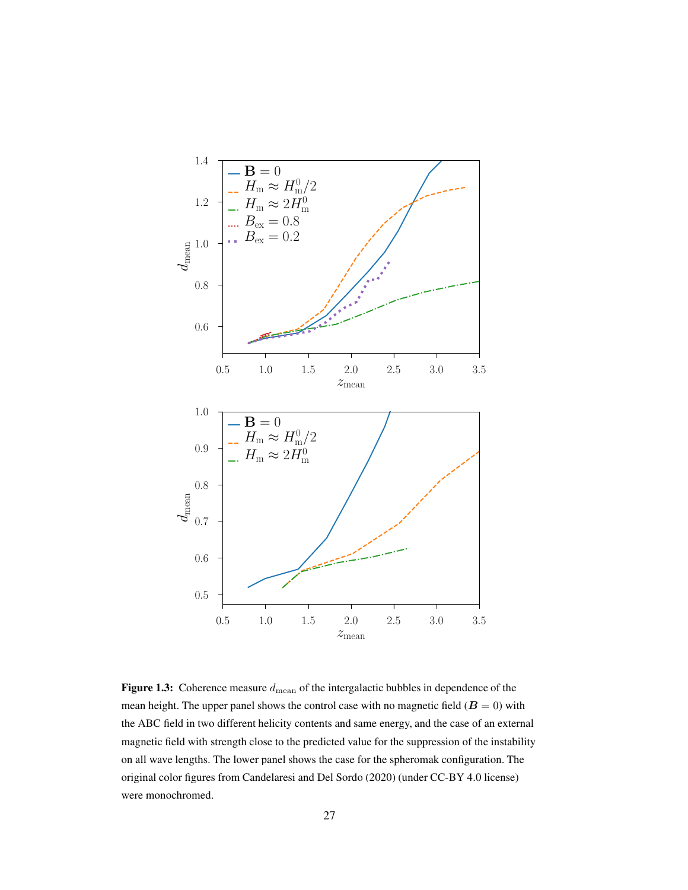1.4

1.2

1.0

0.8

0.6

$d_{\mathrm{mean}}$

0.5 1.0 1.5 2.0 2.5 3.0 3.5

$z_{\mathrm{mean}}$

$\mathbf{B} = 0$

$H_{\mathrm{m}} \approx H_{\mathrm{m}}^0/2$

$H_{\mathrm{m}} \approx 2H_{\mathrm{m}}^0$

$B_{\mathrm{ex}} = 0.8$

$B_{\mathrm{ex}} = 0.2$

1.0

0.9

0.8

0.7

0.6

0.5

$d_{\mathrm{mean}}$

0.5 1.0 1.5 2.0 2.5 3.0 3.5

$z_{\mathrm{mean}}$

$\mathbf{B} = 0$

$H_{\mathrm{m}} \approx H_{\mathrm{m}}^0/2$

$H_{\mathrm{m}} \approx 2H_{\mathrm{m}}^0$

**Figure 1.3:** Coherence measure $d_{\mathrm{mean}}$ of the intergalactic bubbles in dependence of the mean height. The upper panel shows the control case with no magnetic field ($\boldsymbol{B} = 0$) with the ABC field in two different helicity contents and same energy, and the case of an external magnetic field with strength close to the predicted value for the suppression of the instability on all wave lengths. The lower panel shows the case for the spheromak configuration. The original color figures from Candelaresi and Del Sordo (2020) (under CC-BY 4.0 license) were monochromed.